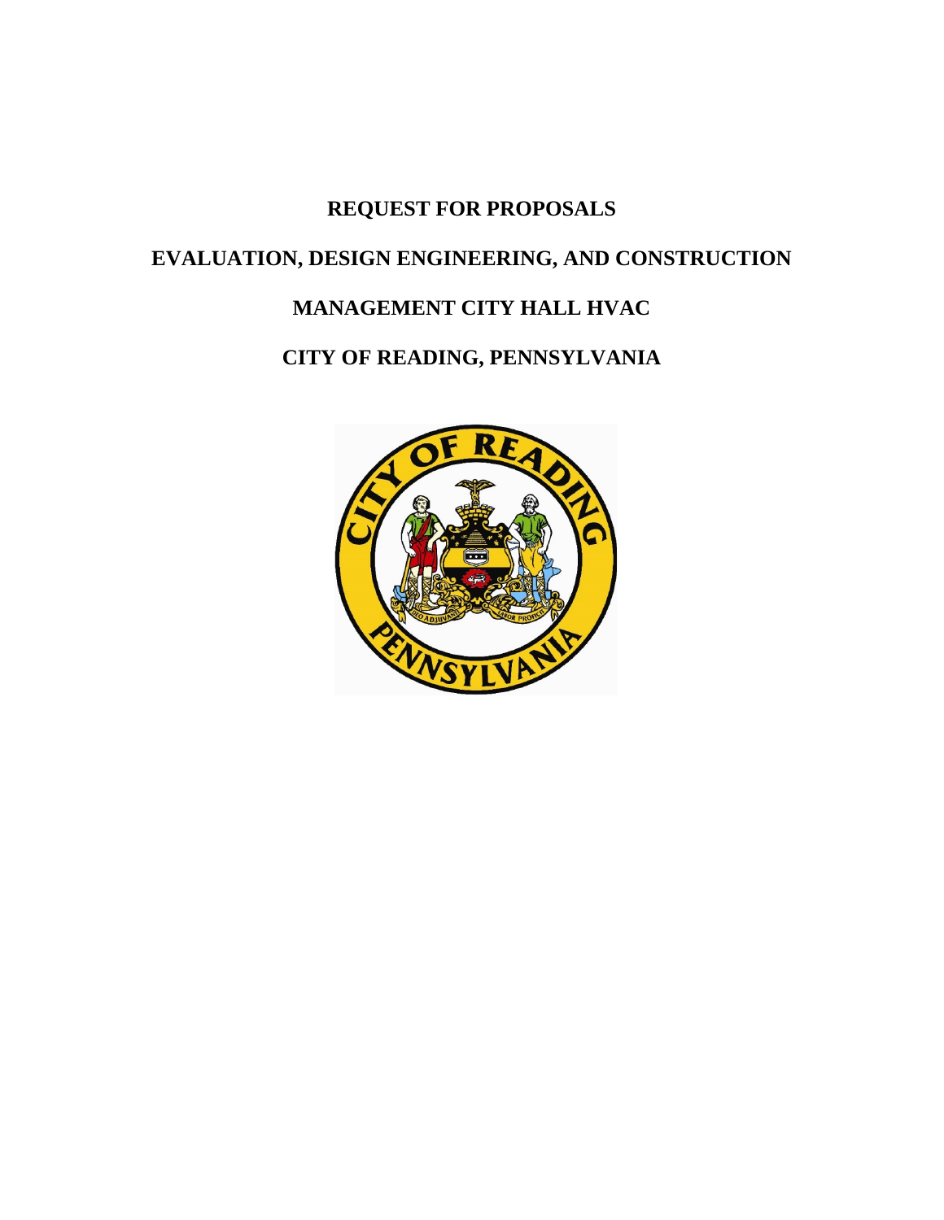# REQUEST FOR PROPOSALS

# EVALUATION, DESIGN ENGINEERING, AND CONSTRUCTION MANAGEMENT CITY HALL HVAC

# CITY OF READING, PENNSYLVANIA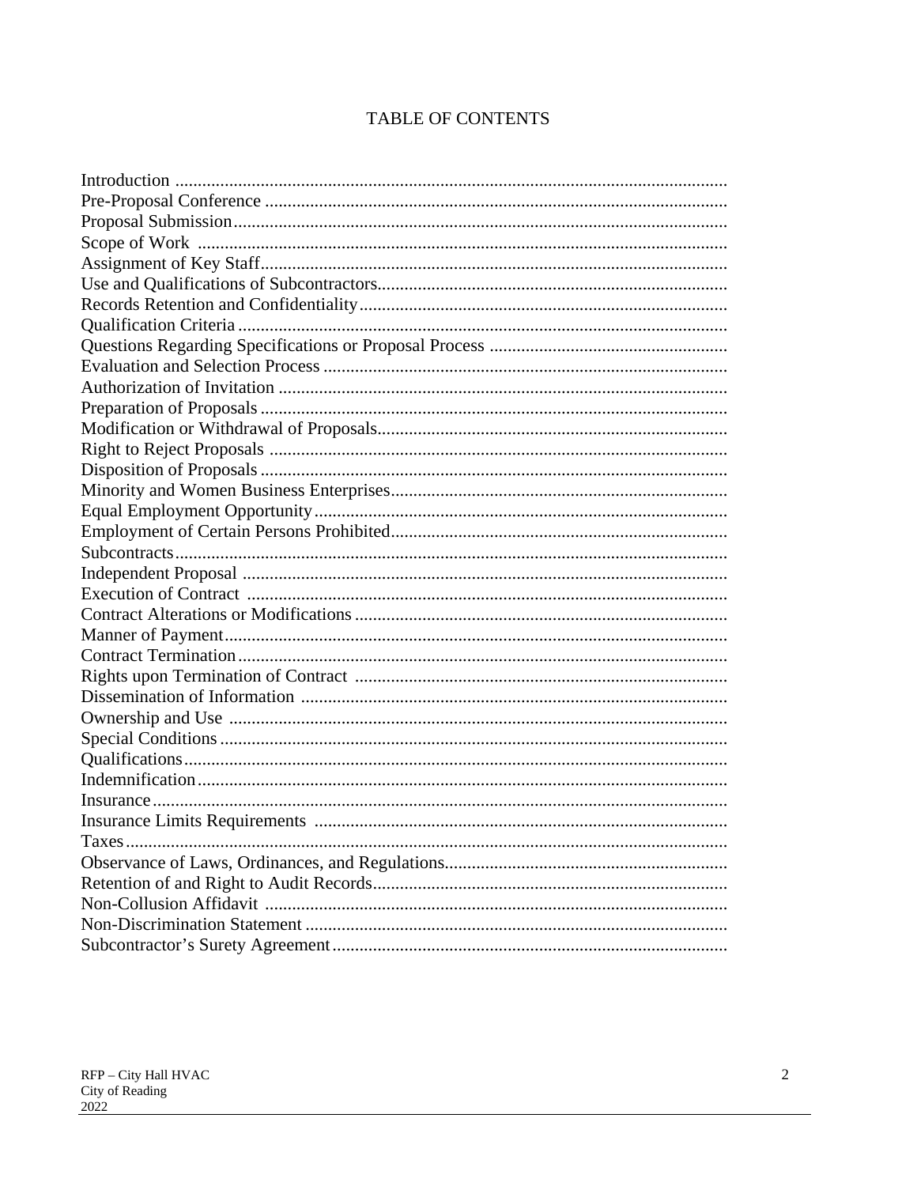# TABLE OF CONTENTS

Introduction
Pre-Proposal Conference
Proposal Submission
Scope of Work
Assignment of Key Staff
Use and Qualifications of Subcontractors
Records Retention and Confidentiality
Qualification Criteria
Questions Regarding Specifications or Proposal Process
Evaluation and Selection Process
Authorization of Invitation
Preparation of Proposals
Modification or Withdrawal of Proposals
Right to Reject Proposals
Disposition of Proposals
Minority and Women Business Enterprises
Equal Employment Opportunity
Employment of Certain Persons Prohibited
Subcontracts
Independent Proposal
Execution of Contract
Contract Alterations or Modifications
Manner of Payment
Contract Termination
Rights upon Termination of Contract
Dissemination of Information
Ownership and Use
Special Conditions
Qualifications
Indemnification
Insurance
Insurance Limits Requirements
Taxes
Observance of Laws, Ordinances, and Regulations
Retention of and Right to Audit Records
Non-Collusion Affidavit
Non-Discrimination Statement
Subcontractor's Surety Agreement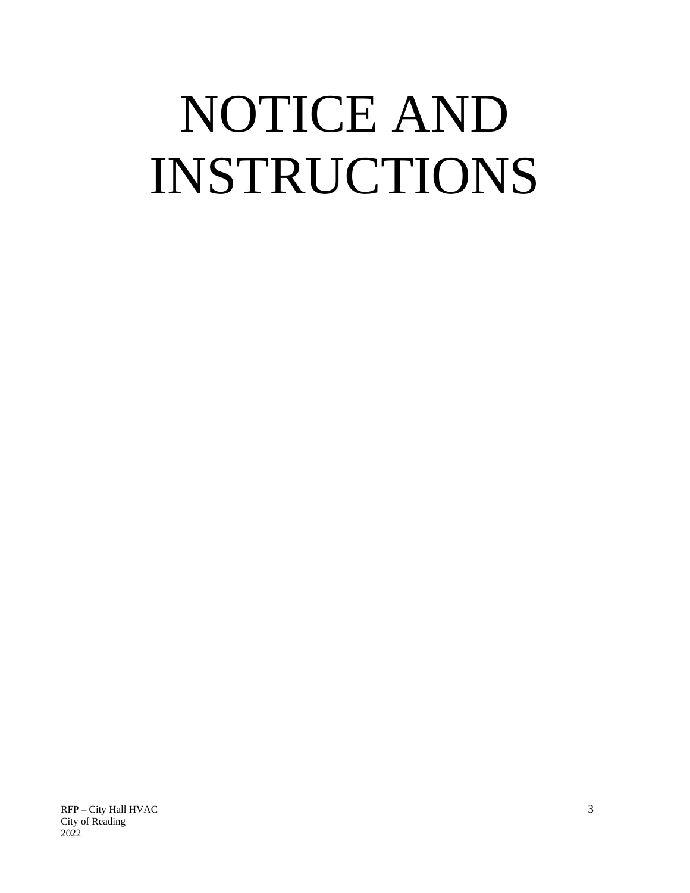# NOTICE AND INSTRUCTIONS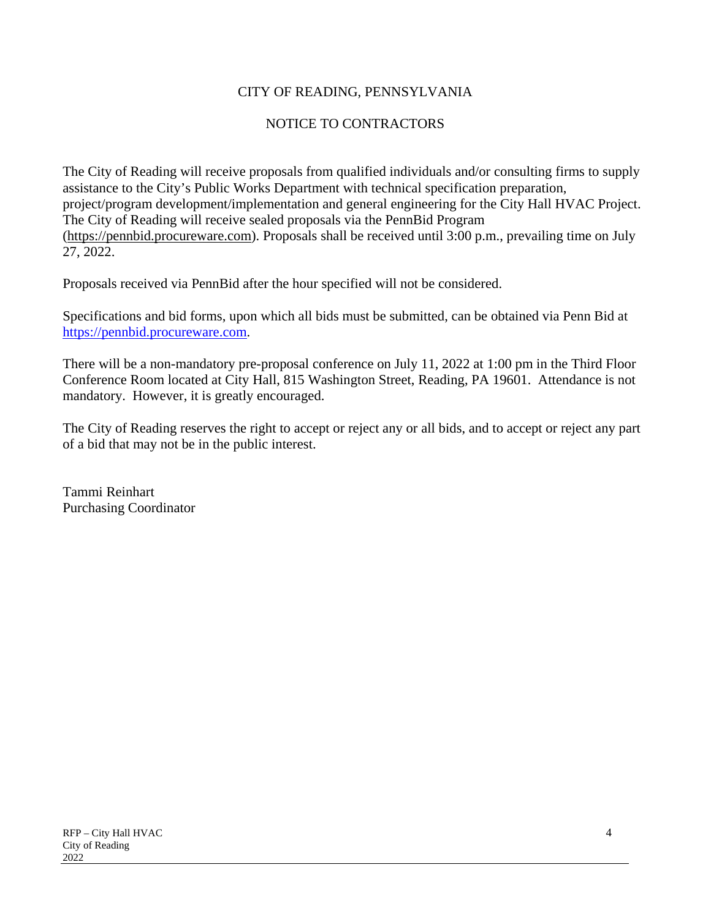# CITY OF READING, PENNSYLVANIA

## NOTICE TO CONTRACTORS

The City of Reading will receive proposals from qualified individuals and/or consulting firms to supply assistance to the City's Public Works Department with technical specification preparation, project/program development/implementation and general engineering for the City Hall HVAC Project. The City of Reading will receive sealed proposals via the PennBid Program (https://pennbid.procureware.com). Proposals shall be received until 3:00 p.m., prevailing time on July 27, 2022.

Proposals received via PennBid after the hour specified will not be considered.

Specifications and bid forms, upon which all bids must be submitted, can be obtained via Penn Bid at https://pennbid.procureware.com.

There will be a non-mandatory pre-proposal conference on July 11, 2022 at 1:00 pm in the Third Floor Conference Room located at City Hall, 815 Washington Street, Reading, PA 19601. Attendance is not mandatory. However, it is greatly encouraged.

The City of Reading reserves the right to accept or reject any or all bids, and to accept or reject any part of a bid that may not be in the public interest.

Tammi Reinhart
Purchasing Coordinator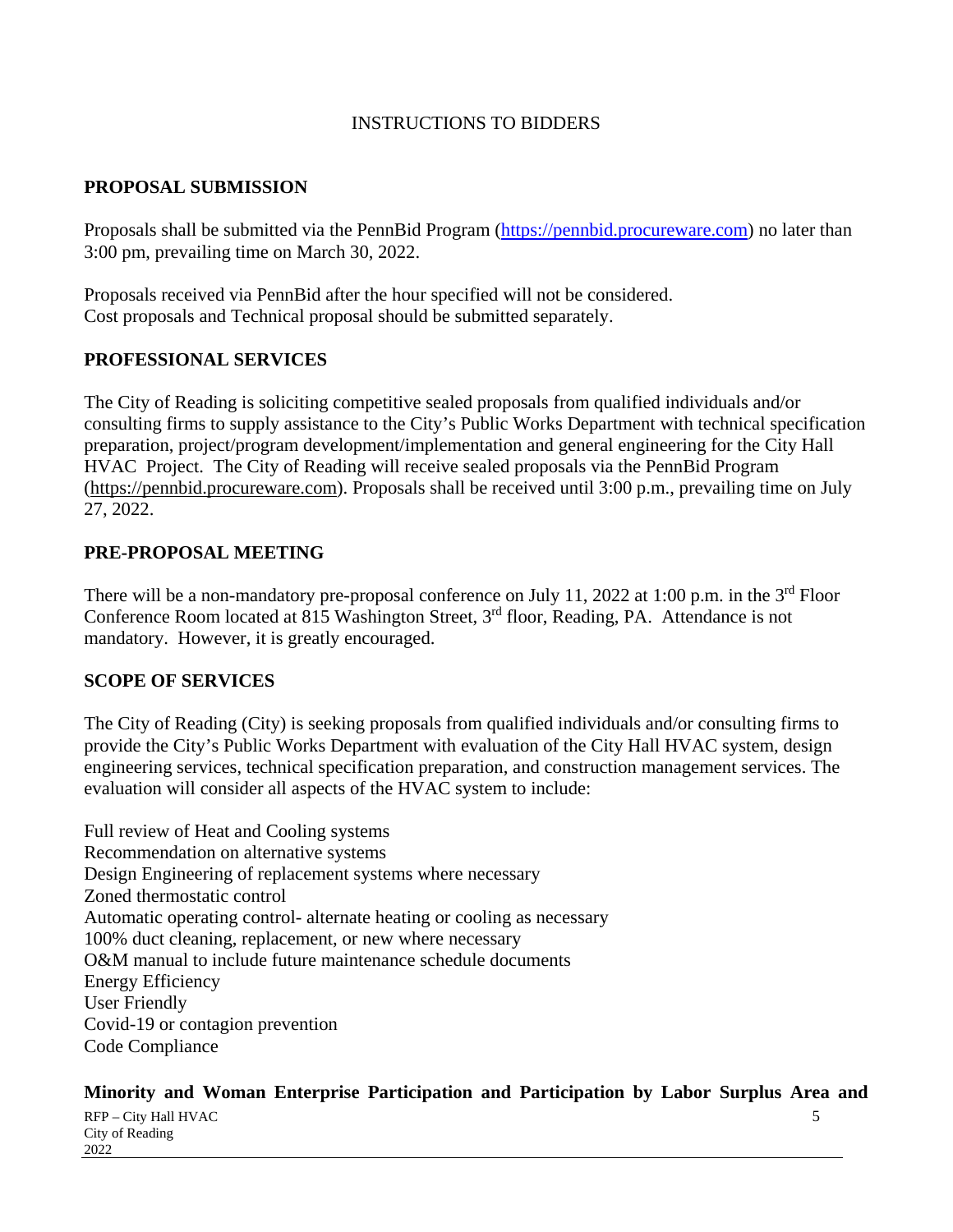# INSTRUCTIONS TO BIDDERS

## PROPOSAL SUBMISSION

Proposals shall be submitted via the PennBid Program (https://pennbid.procureware.com) no later than 3:00 pm, prevailing time on March 30, 2022.

Proposals received via PennBid after the hour specified will not be considered.
Cost proposals and Technical proposal should be submitted separately.

## PROFESSIONAL SERVICES

The City of Reading is soliciting competitive sealed proposals from qualified individuals and/or consulting firms to supply assistance to the City's Public Works Department with technical specification preparation, project/program development/implementation and general engineering for the City Hall HVAC Project. The City of Reading will receive sealed proposals via the PennBid Program (https://pennbid.procureware.com). Proposals shall be received until 3:00 p.m., prevailing time on July 27, 2022.

## PRE-PROPOSAL MEETING

There will be a non-mandatory pre-proposal conference on July 11, 2022 at 1:00 p.m. in the 3rd Floor Conference Room located at 815 Washington Street, 3rd floor, Reading, PA. Attendance is not mandatory. However, it is greatly encouraged.

## SCOPE OF SERVICES

The City of Reading (City) is seeking proposals from qualified individuals and/or consulting firms to provide the City's Public Works Department with evaluation of the City Hall HVAC system, design engineering services, technical specification preparation, and construction management services. The evaluation will consider all aspects of the HVAC system to include:

Full review of Heat and Cooling systems
Recommendation on alternative systems
Design Engineering of replacement systems where necessary
Zoned thermostatic control
Automatic operating control- alternate heating or cooling as necessary
100% duct cleaning, replacement, or new where necessary
O&M manual to include future maintenance schedule documents
Energy Efficiency
User Friendly
Covid-19 or contagion prevention
Code Compliance

**Minority and Woman Enterprise Participation and Participation by Labor Surplus Area and**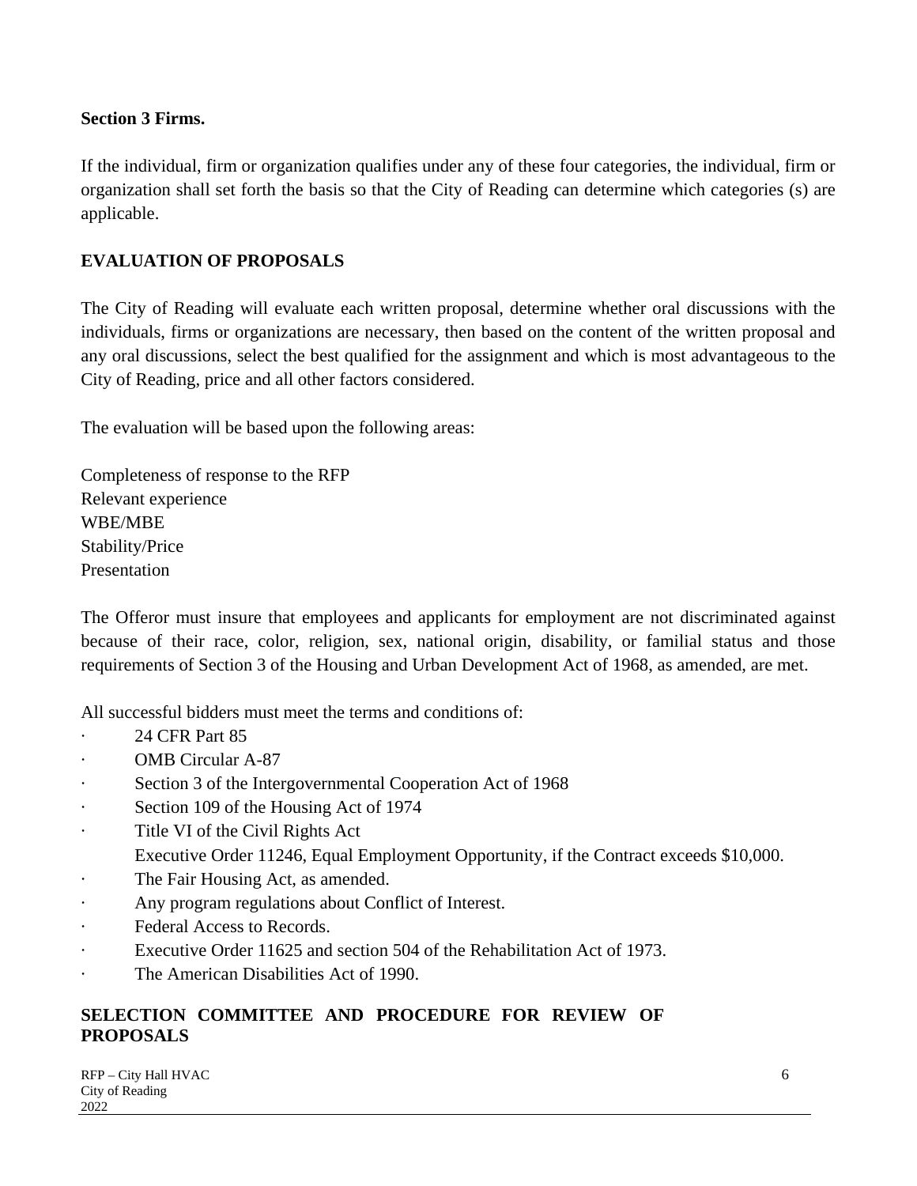**Section 3 Firms.**

If the individual, firm or organization qualifies under any of these four categories, the individual, firm or organization shall set forth the basis so that the City of Reading can determine which categories (s) are applicable.

**EVALUATION OF PROPOSALS**

The City of Reading will evaluate each written proposal, determine whether oral discussions with the individuals, firms or organizations are necessary, then based on the content of the written proposal and any oral discussions, select the best qualified for the assignment and which is most advantageous to the City of Reading, price and all other factors considered.

The evaluation will be based upon the following areas:

Completeness of response to the RFP
Relevant experience
WBE/MBE
Stability/Price
Presentation

The Offeror must insure that employees and applicants for employment are not discriminated against because of their race, color, religion, sex, national origin, disability, or familial status and those requirements of Section 3 of the Housing and Urban Development Act of 1968, as amended, are met.

All successful bidders must meet the terms and conditions of:

- 24 CFR Part 85
- OMB Circular A-87
- Section 3 of the Intergovernmental Cooperation Act of 1968
- Section 109 of the Housing Act of 1974
- Title VI of the Civil Rights Act
  Executive Order 11246, Equal Employment Opportunity, if the Contract exceeds $10,000.
- The Fair Housing Act, as amended.
- Any program regulations about Conflict of Interest.
- Federal Access to Records.
- Executive Order 11625 and section 504 of the Rehabilitation Act of 1973.
- The American Disabilities Act of 1990.

**SELECTION COMMITTEE AND PROCEDURE FOR REVIEW OF PROPOSALS**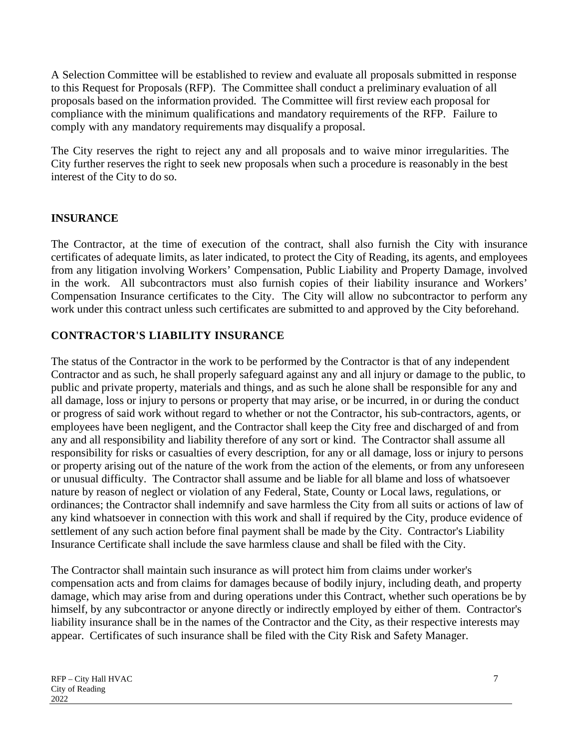A Selection Committee will be established to review and evaluate all proposals submitted in response to this Request for Proposals (RFP). The Committee shall conduct a preliminary evaluation of all proposals based on the information provided. The Committee will first review each proposal for compliance with the minimum qualifications and mandatory requirements of the RFP. Failure to comply with any mandatory requirements may disqualify a proposal.

The City reserves the right to reject any and all proposals and to waive minor irregularities. The City further reserves the right to seek new proposals when such a procedure is reasonably in the best interest of the City to do so.

## INSURANCE

The Contractor, at the time of execution of the contract, shall also furnish the City with insurance certificates of adequate limits, as later indicated, to protect the City of Reading, its agents, and employees from any litigation involving Workers' Compensation, Public Liability and Property Damage, involved in the work. All subcontractors must also furnish copies of their liability insurance and Workers' Compensation Insurance certificates to the City. The City will allow no subcontractor to perform any work under this contract unless such certificates are submitted to and approved by the City beforehand.

## CONTRACTOR'S LIABILITY INSURANCE

The status of the Contractor in the work to be performed by the Contractor is that of any independent Contractor and as such, he shall properly safeguard against any and all injury or damage to the public, to public and private property, materials and things, and as such he alone shall be responsible for any and all damage, loss or injury to persons or property that may arise, or be incurred, in or during the conduct or progress of said work without regard to whether or not the Contractor, his sub-contractors, agents, or employees have been negligent, and the Contractor shall keep the City free and discharged of and from any and all responsibility and liability therefore of any sort or kind. The Contractor shall assume all responsibility for risks or casualties of every description, for any or all damage, loss or injury to persons or property arising out of the nature of the work from the action of the elements, or from any unforeseen or unusual difficulty. The Contractor shall assume and be liable for all blame and loss of whatsoever nature by reason of neglect or violation of any Federal, State, County or Local laws, regulations, or ordinances; the Contractor shall indemnify and save harmless the City from all suits or actions of law of any kind whatsoever in connection with this work and shall if required by the City, produce evidence of settlement of any such action before final payment shall be made by the City. Contractor's Liability Insurance Certificate shall include the save harmless clause and shall be filed with the City.

The Contractor shall maintain such insurance as will protect him from claims under worker's compensation acts and from claims for damages because of bodily injury, including death, and property damage, which may arise from and during operations under this Contract, whether such operations be by himself, by any subcontractor or anyone directly or indirectly employed by either of them. Contractor's liability insurance shall be in the names of the Contractor and the City, as their respective interests may appear. Certificates of such insurance shall be filed with the City Risk and Safety Manager.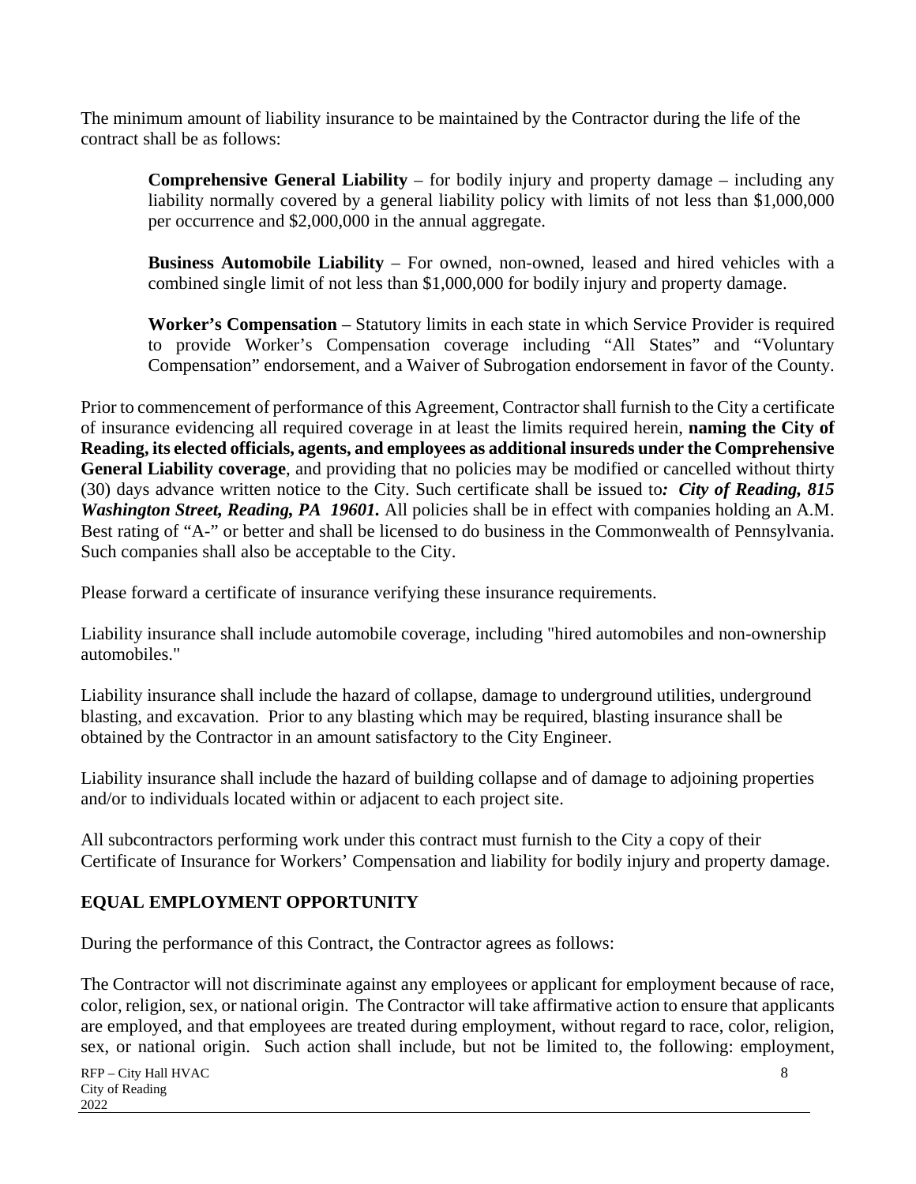The minimum amount of liability insurance to be maintained by the Contractor during the life of the contract shall be as follows:

> **Comprehensive General Liability** – for bodily injury and property damage – including any liability normally covered by a general liability policy with limits of not less than $1,000,000 per occurrence and $2,000,000 in the annual aggregate.
>
> **Business Automobile Liability** – For owned, non-owned, leased and hired vehicles with a combined single limit of not less than $1,000,000 for bodily injury and property damage.
>
> **Worker's Compensation** – Statutory limits in each state in which Service Provider is required to provide Worker's Compensation coverage including "All States" and "Voluntary Compensation" endorsement, and a Waiver of Subrogation endorsement in favor of the County.

Prior to commencement of performance of this Agreement, Contractor shall furnish to the City a certificate of insurance evidencing all required coverage in at least the limits required herein, **naming the City of Reading, its elected officials, agents, and employees as additional insureds under the Comprehensive General Liability coverage**, and providing that no policies may be modified or cancelled without thirty (30) days advance written notice to the City. Such certificate shall be issued to***: City of Reading, 815 Washington Street, Reading, PA 19601.*** All policies shall be in effect with companies holding an A.M. Best rating of "A-" or better and shall be licensed to do business in the Commonwealth of Pennsylvania. Such companies shall also be acceptable to the City.

Please forward a certificate of insurance verifying these insurance requirements.

Liability insurance shall include automobile coverage, including "hired automobiles and non-ownership automobiles."

Liability insurance shall include the hazard of collapse, damage to underground utilities, underground blasting, and excavation. Prior to any blasting which may be required, blasting insurance shall be obtained by the Contractor in an amount satisfactory to the City Engineer.

Liability insurance shall include the hazard of building collapse and of damage to adjoining properties and/or to individuals located within or adjacent to each project site.

All subcontractors performing work under this contract must furnish to the City a copy of their Certificate of Insurance for Workers' Compensation and liability for bodily injury and property damage.

## EQUAL EMPLOYMENT OPPORTUNITY

During the performance of this Contract, the Contractor agrees as follows:

The Contractor will not discriminate against any employees or applicant for employment because of race, color, religion, sex, or national origin. The Contractor will take affirmative action to ensure that applicants are employed, and that employees are treated during employment, without regard to race, color, religion, sex, or national origin. Such action shall include, but not be limited to, the following: employment,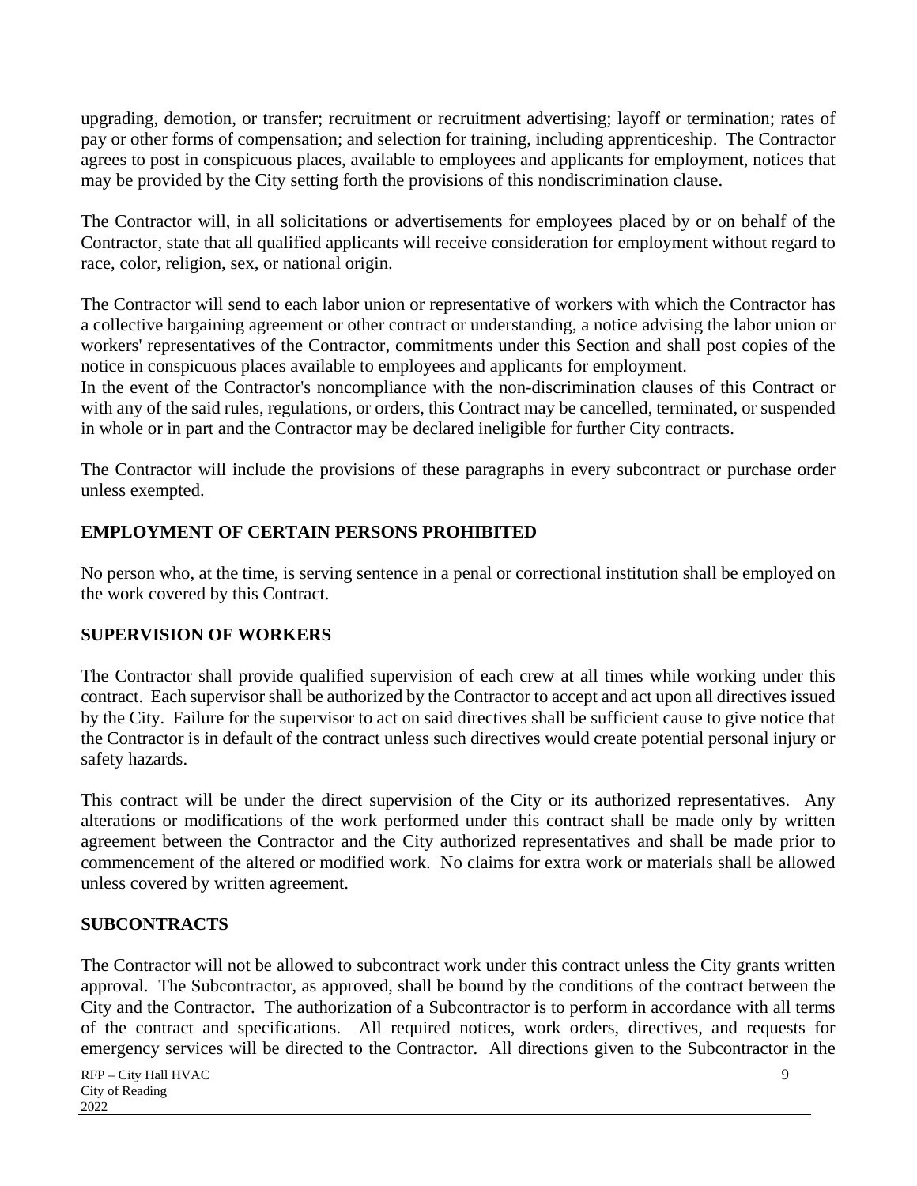upgrading, demotion, or transfer; recruitment or recruitment advertising; layoff or termination; rates of pay or other forms of compensation; and selection for training, including apprenticeship. The Contractor agrees to post in conspicuous places, available to employees and applicants for employment, notices that may be provided by the City setting forth the provisions of this nondiscrimination clause.

The Contractor will, in all solicitations or advertisements for employees placed by or on behalf of the Contractor, state that all qualified applicants will receive consideration for employment without regard to race, color, religion, sex, or national origin.

The Contractor will send to each labor union or representative of workers with which the Contractor has a collective bargaining agreement or other contract or understanding, a notice advising the labor union or workers' representatives of the Contractor, commitments under this Section and shall post copies of the notice in conspicuous places available to employees and applicants for employment.
In the event of the Contractor's noncompliance with the non-discrimination clauses of this Contract or with any of the said rules, regulations, or orders, this Contract may be cancelled, terminated, or suspended in whole or in part and the Contractor may be declared ineligible for further City contracts.

The Contractor will include the provisions of these paragraphs in every subcontract or purchase order unless exempted.

## EMPLOYMENT OF CERTAIN PERSONS PROHIBITED

No person who, at the time, is serving sentence in a penal or correctional institution shall be employed on the work covered by this Contract.

## SUPERVISION OF WORKERS

The Contractor shall provide qualified supervision of each crew at all times while working under this contract. Each supervisor shall be authorized by the Contractor to accept and act upon all directives issued by the City. Failure for the supervisor to act on said directives shall be sufficient cause to give notice that the Contractor is in default of the contract unless such directives would create potential personal injury or safety hazards.

This contract will be under the direct supervision of the City or its authorized representatives. Any alterations or modifications of the work performed under this contract shall be made only by written agreement between the Contractor and the City authorized representatives and shall be made prior to commencement of the altered or modified work. No claims for extra work or materials shall be allowed unless covered by written agreement.

## SUBCONTRACTS

The Contractor will not be allowed to subcontract work under this contract unless the City grants written approval. The Subcontractor, as approved, shall be bound by the conditions of the contract between the City and the Contractor. The authorization of a Subcontractor is to perform in accordance with all terms of the contract and specifications. All required notices, work orders, directives, and requests for emergency services will be directed to the Contractor. All directions given to the Subcontractor in the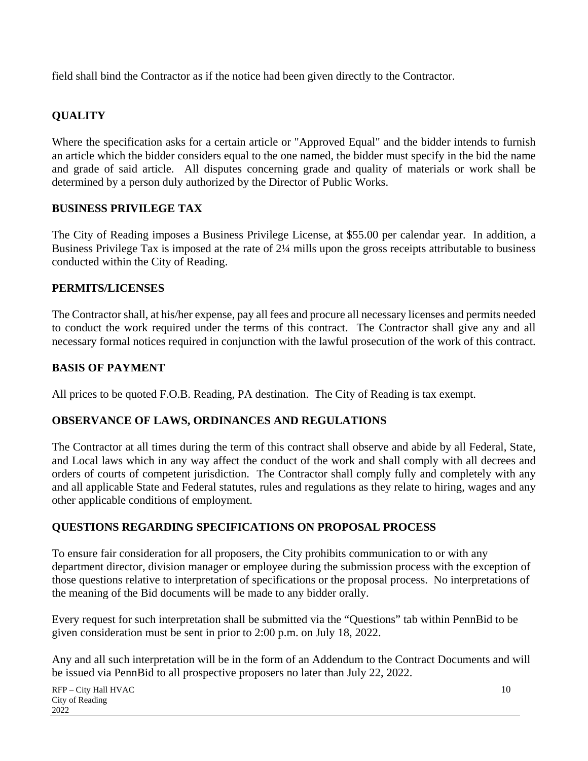field shall bind the Contractor as if the notice had been given directly to the Contractor.

## QUALITY

Where the specification asks for a certain article or "Approved Equal" and the bidder intends to furnish an article which the bidder considers equal to the one named, the bidder must specify in the bid the name and grade of said article. All disputes concerning grade and quality of materials or work shall be determined by a person duly authorized by the Director of Public Works.

## BUSINESS PRIVILEGE TAX

The City of Reading imposes a Business Privilege License, at $55.00 per calendar year. In addition, a Business Privilege Tax is imposed at the rate of 2¼ mills upon the gross receipts attributable to business conducted within the City of Reading.

## PERMITS/LICENSES

The Contractor shall, at his/her expense, pay all fees and procure all necessary licenses and permits needed to conduct the work required under the terms of this contract. The Contractor shall give any and all necessary formal notices required in conjunction with the lawful prosecution of the work of this contract.

## BASIS OF PAYMENT

All prices to be quoted F.O.B. Reading, PA destination. The City of Reading is tax exempt.

## OBSERVANCE OF LAWS, ORDINANCES AND REGULATIONS

The Contractor at all times during the term of this contract shall observe and abide by all Federal, State, and Local laws which in any way affect the conduct of the work and shall comply with all decrees and orders of courts of competent jurisdiction. The Contractor shall comply fully and completely with any and all applicable State and Federal statutes, rules and regulations as they relate to hiring, wages and any other applicable conditions of employment.

## QUESTIONS REGARDING SPECIFICATIONS ON PROPOSAL PROCESS

To ensure fair consideration for all proposers, the City prohibits communication to or with any department director, division manager or employee during the submission process with the exception of those questions relative to interpretation of specifications or the proposal process. No interpretations of the meaning of the Bid documents will be made to any bidder orally.

Every request for such interpretation shall be submitted via the "Questions" tab within PennBid to be given consideration must be sent in prior to 2:00 p.m. on July 18, 2022.

Any and all such interpretation will be in the form of an Addendum to the Contract Documents and will be issued via PennBid to all prospective proposers no later than July 22, 2022.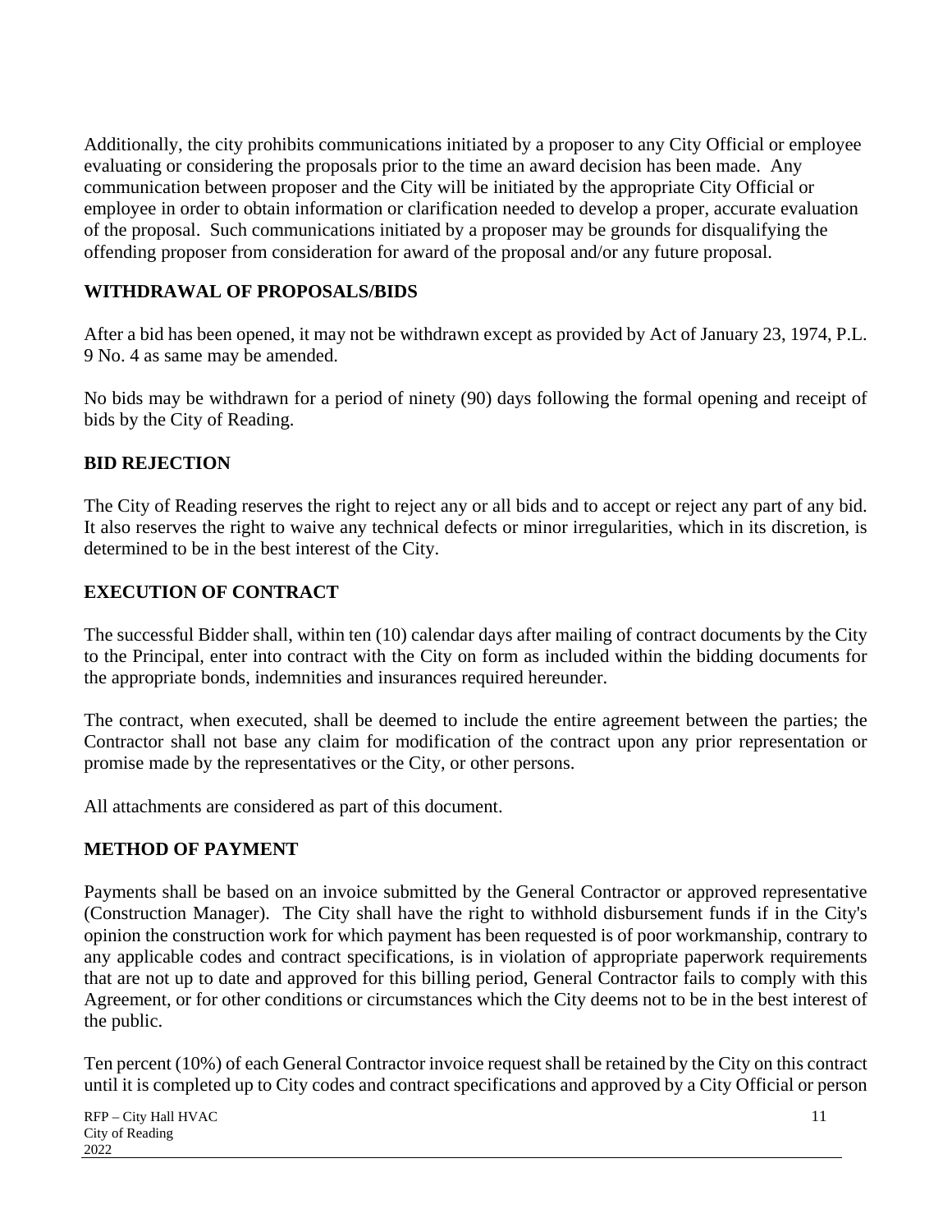Additionally, the city prohibits communications initiated by a proposer to any City Official or employee evaluating or considering the proposals prior to the time an award decision has been made. Any communication between proposer and the City will be initiated by the appropriate City Official or employee in order to obtain information or clarification needed to develop a proper, accurate evaluation of the proposal. Such communications initiated by a proposer may be grounds for disqualifying the offending proposer from consideration for award of the proposal and/or any future proposal.

## WITHDRAWAL OF PROPOSALS/BIDS

After a bid has been opened, it may not be withdrawn except as provided by Act of January 23, 1974, P.L. 9 No. 4 as same may be amended.

No bids may be withdrawn for a period of ninety (90) days following the formal opening and receipt of bids by the City of Reading.

## BID REJECTION

The City of Reading reserves the right to reject any or all bids and to accept or reject any part of any bid. It also reserves the right to waive any technical defects or minor irregularities, which in its discretion, is determined to be in the best interest of the City.

## EXECUTION OF CONTRACT

The successful Bidder shall, within ten (10) calendar days after mailing of contract documents by the City to the Principal, enter into contract with the City on form as included within the bidding documents for the appropriate bonds, indemnities and insurances required hereunder.

The contract, when executed, shall be deemed to include the entire agreement between the parties; the Contractor shall not base any claim for modification of the contract upon any prior representation or promise made by the representatives or the City, or other persons.

All attachments are considered as part of this document.

## METHOD OF PAYMENT

Payments shall be based on an invoice submitted by the General Contractor or approved representative (Construction Manager). The City shall have the right to withhold disbursement funds if in the City's opinion the construction work for which payment has been requested is of poor workmanship, contrary to any applicable codes and contract specifications, is in violation of appropriate paperwork requirements that are not up to date and approved for this billing period, General Contractor fails to comply with this Agreement, or for other conditions or circumstances which the City deems not to be in the best interest of the public.

Ten percent (10%) of each General Contractor invoice request shall be retained by the City on this contract until it is completed up to City codes and contract specifications and approved by a City Official or person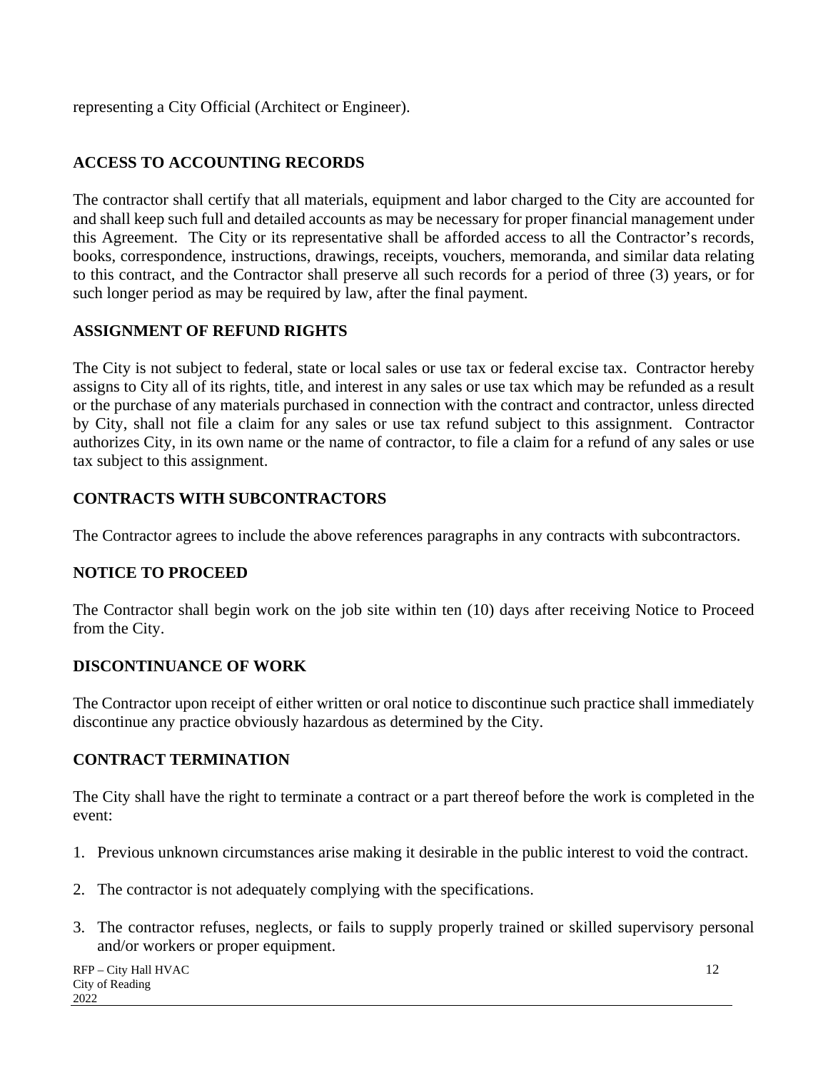representing a City Official (Architect or Engineer).

**ACCESS TO ACCOUNTING RECORDS**

The contractor shall certify that all materials, equipment and labor charged to the City are accounted for and shall keep such full and detailed accounts as may be necessary for proper financial management under this Agreement. The City or its representative shall be afforded access to all the Contractor's records, books, correspondence, instructions, drawings, receipts, vouchers, memoranda, and similar data relating to this contract, and the Contractor shall preserve all such records for a period of three (3) years, or for such longer period as may be required by law, after the final payment.

**ASSIGNMENT OF REFUND RIGHTS**

The City is not subject to federal, state or local sales or use tax or federal excise tax. Contractor hereby assigns to City all of its rights, title, and interest in any sales or use tax which may be refunded as a result or the purchase of any materials purchased in connection with the contract and contractor, unless directed by City, shall not file a claim for any sales or use tax refund subject to this assignment. Contractor authorizes City, in its own name or the name of contractor, to file a claim for a refund of any sales or use tax subject to this assignment.

**CONTRACTS WITH SUBCONTRACTORS**

The Contractor agrees to include the above references paragraphs in any contracts with subcontractors.

**NOTICE TO PROCEED**

The Contractor shall begin work on the job site within ten (10) days after receiving Notice to Proceed from the City.

**DISCONTINUANCE OF WORK**

The Contractor upon receipt of either written or oral notice to discontinue such practice shall immediately discontinue any practice obviously hazardous as determined by the City.

**CONTRACT TERMINATION**

The City shall have the right to terminate a contract or a part thereof before the work is completed in the event:

1. Previous unknown circumstances arise making it desirable in the public interest to void the contract.

2. The contractor is not adequately complying with the specifications.

3. The contractor refuses, neglects, or fails to supply properly trained or skilled supervisory personal and/or workers or proper equipment.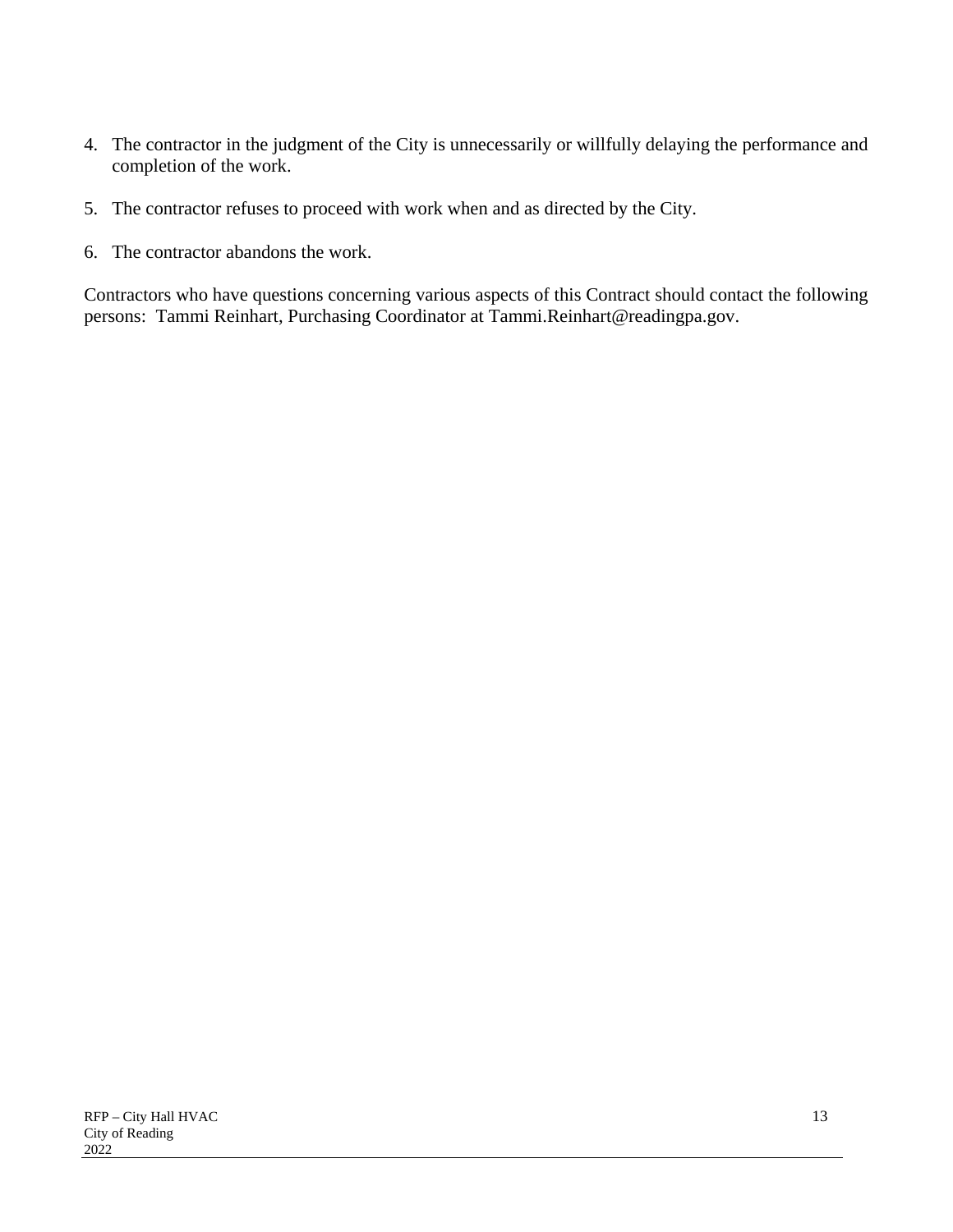4. The contractor in the judgment of the City is unnecessarily or willfully delaying the performance and completion of the work.

5. The contractor refuses to proceed with work when and as directed by the City.

6. The contractor abandons the work.

Contractors who have questions concerning various aspects of this Contract should contact the following persons: Tammi Reinhart, Purchasing Coordinator at Tammi.Reinhart@readingpa.gov.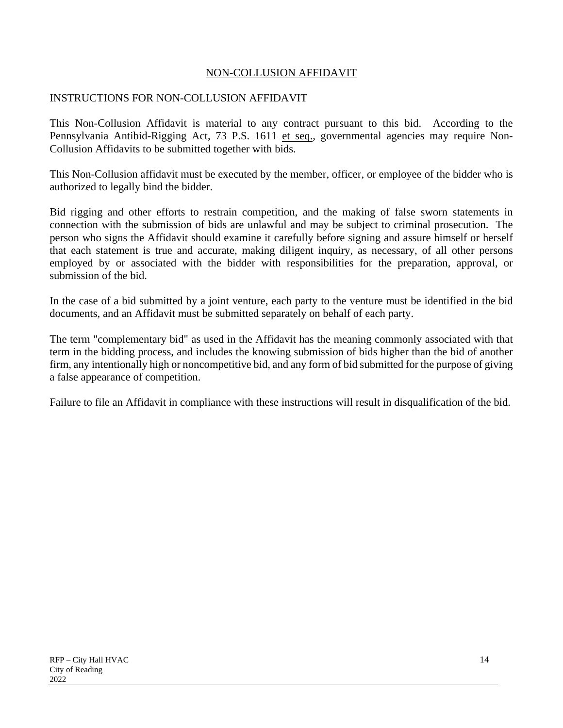# NON-COLLUSION AFFIDAVIT

## INSTRUCTIONS FOR NON-COLLUSION AFFIDAVIT

This Non-Collusion Affidavit is material to any contract pursuant to this bid. According to the Pennsylvania Antibid-Rigging Act, 73 P.S. 1611 et seq., governmental agencies may require Non-Collusion Affidavits to be submitted together with bids.

This Non-Collusion affidavit must be executed by the member, officer, or employee of the bidder who is authorized to legally bind the bidder.

Bid rigging and other efforts to restrain competition, and the making of false sworn statements in connection with the submission of bids are unlawful and may be subject to criminal prosecution. The person who signs the Affidavit should examine it carefully before signing and assure himself or herself that each statement is true and accurate, making diligent inquiry, as necessary, of all other persons employed by or associated with the bidder with responsibilities for the preparation, approval, or submission of the bid.

In the case of a bid submitted by a joint venture, each party to the venture must be identified in the bid documents, and an Affidavit must be submitted separately on behalf of each party.

The term "complementary bid" as used in the Affidavit has the meaning commonly associated with that term in the bidding process, and includes the knowing submission of bids higher than the bid of another firm, any intentionally high or noncompetitive bid, and any form of bid submitted for the purpose of giving a false appearance of competition.

Failure to file an Affidavit in compliance with these instructions will result in disqualification of the bid.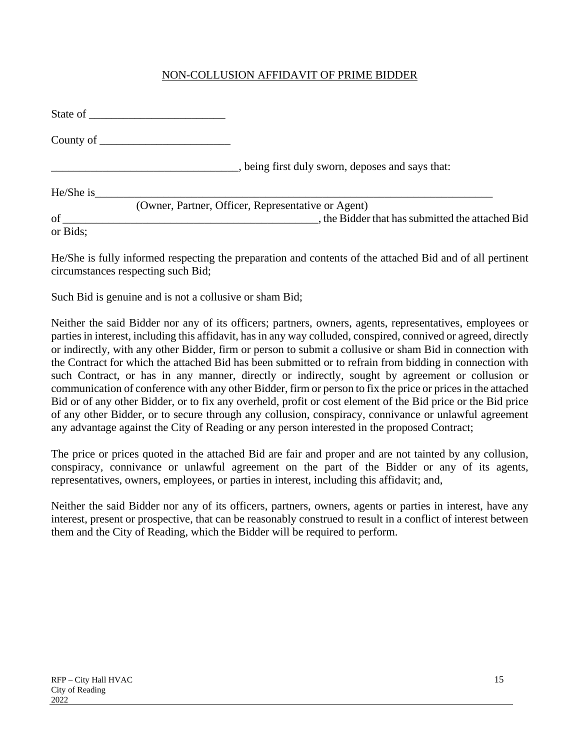<u>NON-COLLUSION AFFIDAVIT OF PRIME BIDDER</u>

State of ________________________

County of _______________________

________________________________, being first duly sworn, deposes and says that:

He/She is________________________________________________________________________
(Owner, Partner, Officer, Representative or Agent)
of _____________________________________________, the Bidder that has submitted the attached Bid or Bids;

He/She is fully informed respecting the preparation and contents of the attached Bid and of all pertinent circumstances respecting such Bid;

Such Bid is genuine and is not a collusive or sham Bid;

Neither the said Bidder nor any of its officers; partners, owners, agents, representatives, employees or parties in interest, including this affidavit, has in any way colluded, conspired, connived or agreed, directly or indirectly, with any other Bidder, firm or person to submit a collusive or sham Bid in connection with the Contract for which the attached Bid has been submitted or to refrain from bidding in connection with such Contract, or has in any manner, directly or indirectly, sought by agreement or collusion or communication of conference with any other Bidder, firm or person to fix the price or prices in the attached Bid or of any other Bidder, or to fix any overheld, profit or cost element of the Bid price or the Bid price of any other Bidder, or to secure through any collusion, conspiracy, connivance or unlawful agreement any advantage against the City of Reading or any person interested in the proposed Contract;

The price or prices quoted in the attached Bid are fair and proper and are not tainted by any collusion, conspiracy, connivance or unlawful agreement on the part of the Bidder or any of its agents, representatives, owners, employees, or parties in interest, including this affidavit; and,

Neither the said Bidder nor any of its officers, partners, owners, agents or parties in interest, have any interest, present or prospective, that can be reasonably construed to result in a conflict of interest between them and the City of Reading, which the Bidder will be required to perform.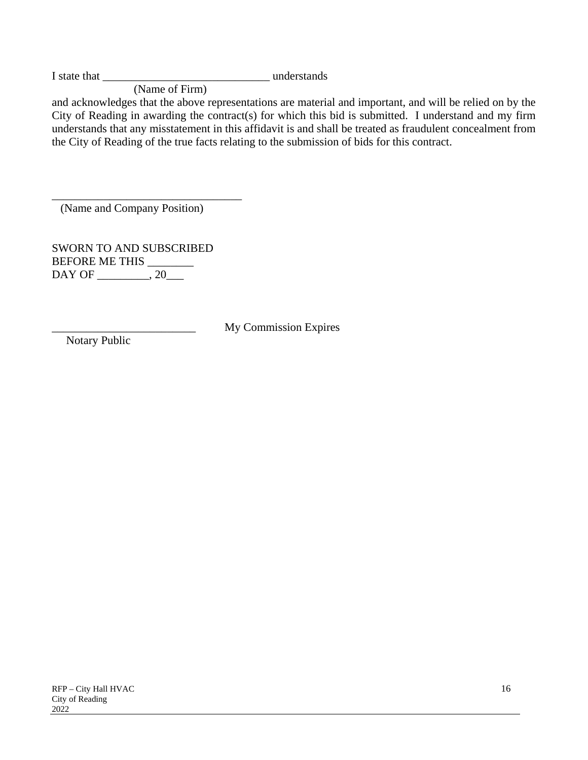I state that ______________________________ understands
(Name of Firm)
and acknowledges that the above representations are material and important, and will be relied on by the City of Reading in awarding the contract(s) for which this bid is submitted. I understand and my firm understands that any misstatement in this affidavit is and shall be treated as fraudulent concealment from the City of Reading of the true facts relating to the submission of bids for this contract.

__________________________________
(Name and Company Position)

SWORN TO AND SUBSCRIBED
BEFORE ME THIS ________
DAY OF _________, 20___

_________________________ My Commission Expires
Notary Public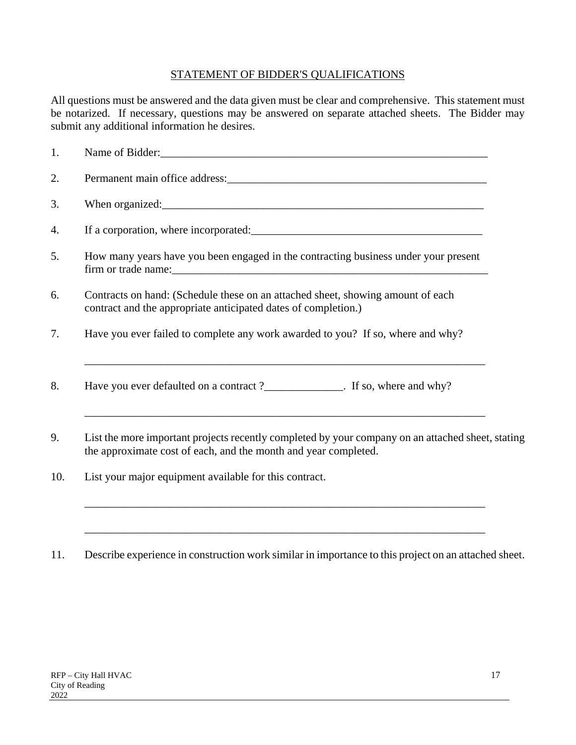## STATEMENT OF BIDDER'S QUALIFICATIONS

All questions must be answered and the data given must be clear and comprehensive. This statement must be notarized. If necessary, questions may be answered on separate attached sheets. The Bidder may submit any additional information he desires.

1. Name of Bidder:_______________________________________________________________

2. Permanent main office address:_______________________________________________

3. When organized:_______________________________________________________________

4. If a corporation, where incorporated:___________________________________________

5. How many years have you been engaged in the contracting business under your present firm or trade name:_______________________________________________________________

6. Contracts on hand: (Schedule these on an attached sheet, showing amount of each contract and the appropriate anticipated dates of completion.)

7. Have you ever failed to complete any work awarded to you? If so, where and why?

   ___________________________________________________________________________

8. Have you ever defaulted on a contract ?______________. If so, where and why?

   ___________________________________________________________________________

9. List the more important projects recently completed by your company on an attached sheet, stating the approximate cost of each, and the month and year completed.

10. List your major equipment available for this contract.

    ___________________________________________________________________________

    ___________________________________________________________________________

11. Describe experience in construction work similar in importance to this project on an attached sheet.

RFP – City Hall HVAC
City of Reading
2022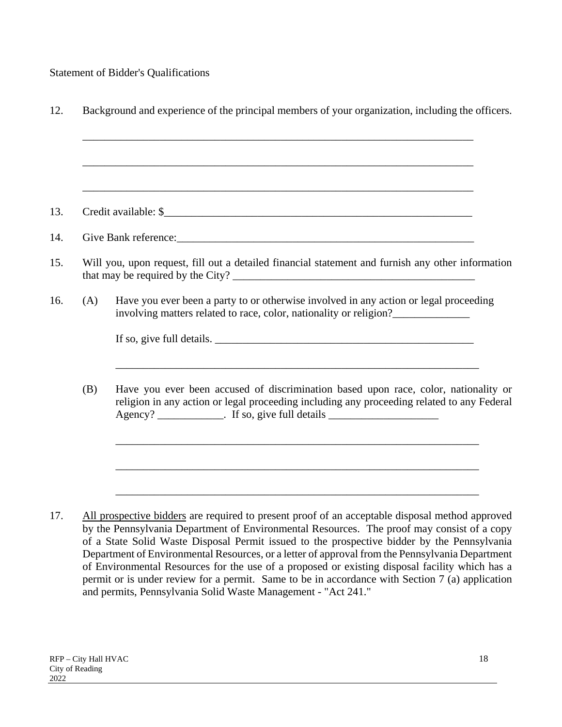Statement of Bidder's Qualifications

12. Background and experience of the principal members of your organization, including the officers.

    ___________________________________________________________________________

    ___________________________________________________________________________

    ___________________________________________________________________________

13. Credit available: $___________________________________________________________

14. Give Bank reference:__________________________________________________________

15. Will you, upon request, fill out a detailed financial statement and furnish any other information that may be required by the City? _____________________________________________

16. (A) Have you ever been a party to or otherwise involved in any action or legal proceeding involving matters related to race, color, nationality or religion?______________

    If so, give full details. _________________________________________________

    ___________________________________________________________________________

    (B) Have you ever been accused of discrimination based upon race, color, nationality or religion in any action or legal proceeding including any proceeding related to any Federal Agency? ____________. If so, give full details ____________________

    ___________________________________________________________________________

    ___________________________________________________________________________

    ___________________________________________________________________________

17. <u>All prospective bidders</u> are required to present proof of an acceptable disposal method approved by the Pennsylvania Department of Environmental Resources. The proof may consist of a copy of a State Solid Waste Disposal Permit issued to the prospective bidder by the Pennsylvania Department of Environmental Resources, or a letter of approval from the Pennsylvania Department of Environmental Resources for the use of a proposed or existing disposal facility which has a permit or is under review for a permit. Same to be in accordance with Section 7 (a) application and permits, Pennsylvania Solid Waste Management - "Act 241."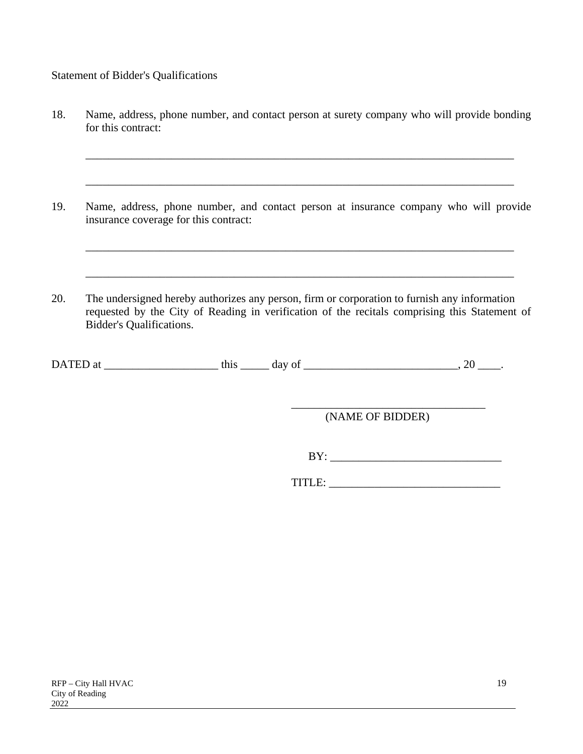Statement of Bidder's Qualifications

18. Name, address, phone number, and contact person at surety company who will provide bonding for this contract:

_______________________________________________________________________________

_______________________________________________________________________________

19. Name, address, phone number, and contact person at insurance company who will provide insurance coverage for this contract:

_______________________________________________________________________________

_______________________________________________________________________________

20. The undersigned hereby authorizes any person, firm or corporation to furnish any information requested by the City of Reading in verification of the recitals comprising this Statement of Bidder's Qualifications.

DATED at ____________________ this _____ day of ___________________________, 20 ____.

___________________________________
(NAME OF BIDDER)

BY: ______________________________

TITLE: ______________________________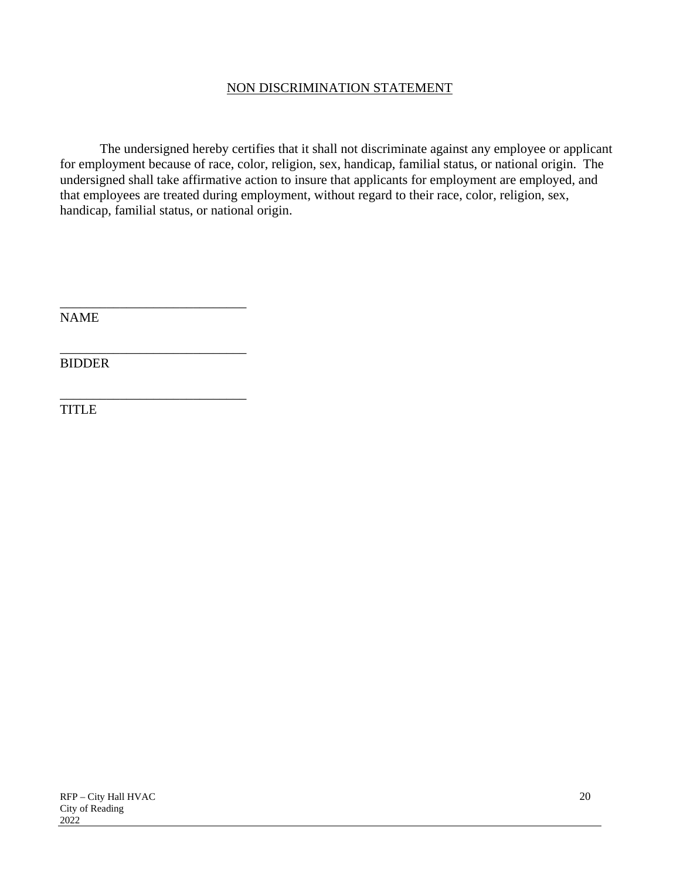## NON DISCRIMINATION STATEMENT

The undersigned hereby certifies that it shall not discriminate against any employee or applicant for employment because of race, color, religion, sex, handicap, familial status, or national origin. The undersigned shall take affirmative action to insure that applicants for employment are employed, and that employees are treated during employment, without regard to their race, color, religion, sex, handicap, familial status, or national origin.

_____________________________
NAME

_____________________________
BIDDER

_____________________________
TITLE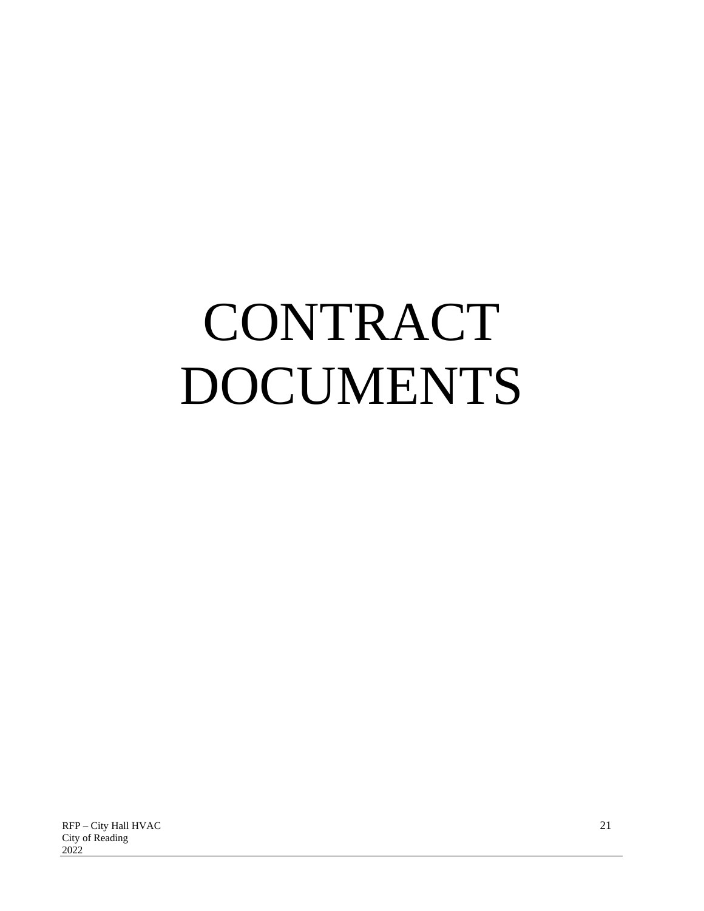# CONTRACT DOCUMENTS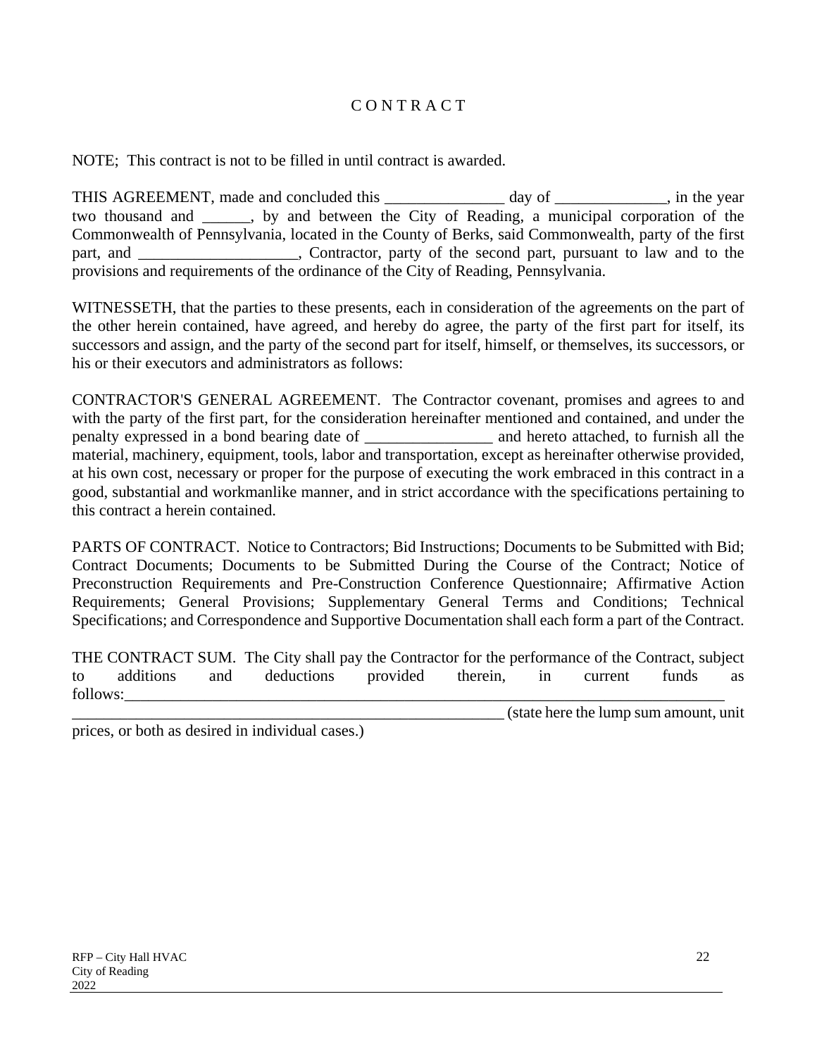# C O N T R A C T

NOTE; This contract is not to be filled in until contract is awarded.

THIS AGREEMENT, made and concluded this _______________ day of ______________, in the year two thousand and ______, by and between the City of Reading, a municipal corporation of the Commonwealth of Pennsylvania, located in the County of Berks, said Commonwealth, party of the first part, and ____________________, Contractor, party of the second part, pursuant to law and to the provisions and requirements of the ordinance of the City of Reading, Pennsylvania.

WITNESSETH, that the parties to these presents, each in consideration of the agreements on the part of the other herein contained, have agreed, and hereby do agree, the party of the first part for itself, its successors and assign, and the party of the second part for itself, himself, or themselves, its successors, or his or their executors and administrators as follows:

CONTRACTOR'S GENERAL AGREEMENT. The Contractor covenant, promises and agrees to and with the party of the first part, for the consideration hereinafter mentioned and contained, and under the penalty expressed in a bond bearing date of ________________ and hereto attached, to furnish all the material, machinery, equipment, tools, labor and transportation, except as hereinafter otherwise provided, at his own cost, necessary or proper for the purpose of executing the work embraced in this contract in a good, substantial and workmanlike manner, and in strict accordance with the specifications pertaining to this contract a herein contained.

PARTS OF CONTRACT. Notice to Contractors; Bid Instructions; Documents to be Submitted with Bid; Contract Documents; Documents to be Submitted During the Course of the Contract; Notice of Preconstruction Requirements and Pre-Construction Conference Questionnaire; Affirmative Action Requirements; General Provisions; Supplementary General Terms and Conditions; Technical Specifications; and Correspondence and Supportive Documentation shall each form a part of the Contract.

THE CONTRACT SUM. The City shall pay the Contractor for the performance of the Contract, subject to additions and deductions provided therein, in current funds as follows:_____________________________________________________________________________
________________________________________________________ (state here the lump sum amount, unit prices, or both as desired in individual cases.)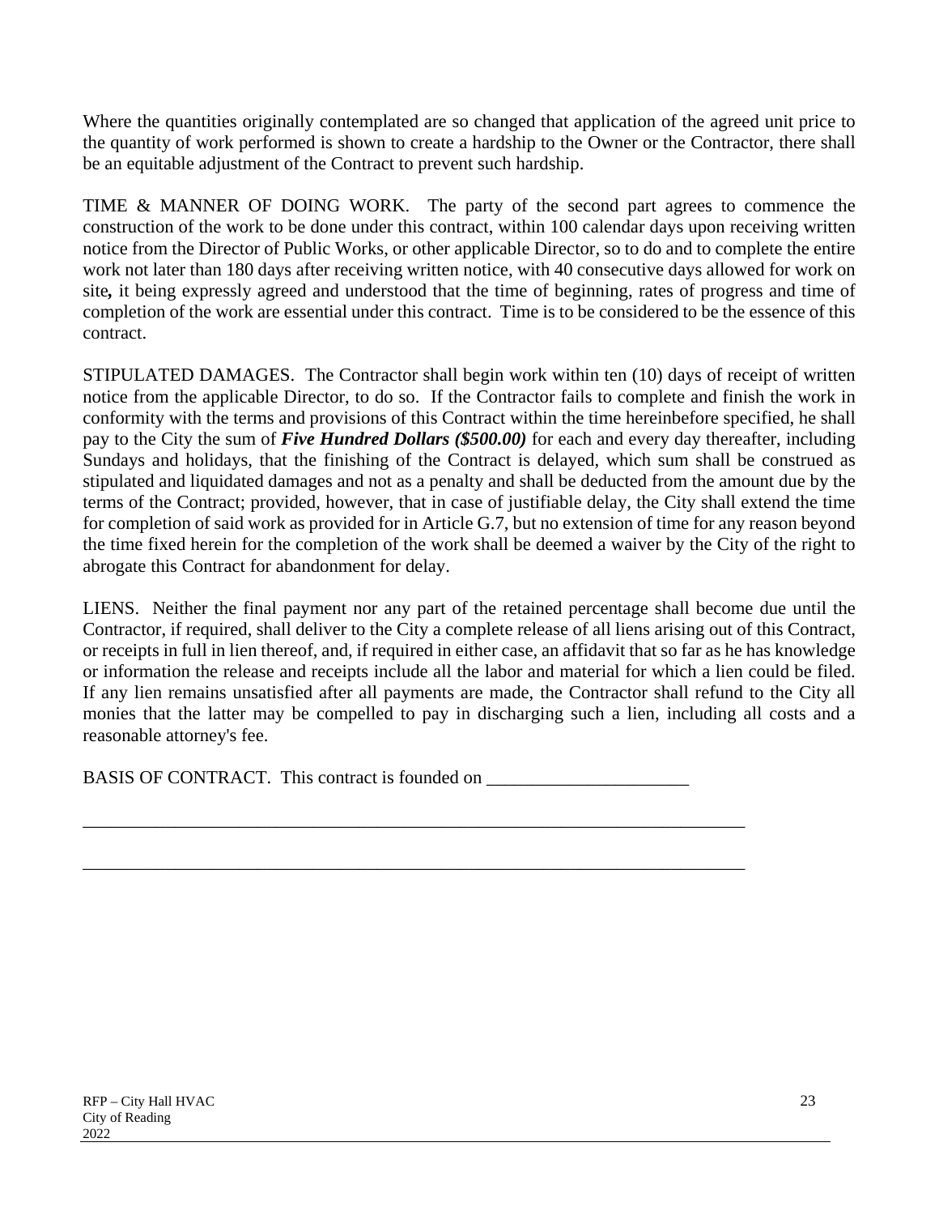Where the quantities originally contemplated are so changed that application of the agreed unit price to the quantity of work performed is shown to create a hardship to the Owner or the Contractor, there shall be an equitable adjustment of the Contract to prevent such hardship.

TIME & MANNER OF DOING WORK. The party of the second part agrees to commence the construction of the work to be done under this contract, within 100 calendar days upon receiving written notice from the Director of Public Works, or other applicable Director, so to do and to complete the entire work not later than 180 days after receiving written notice, with 40 consecutive days allowed for work on site**,** it being expressly agreed and understood that the time of beginning, rates of progress and time of completion of the work are essential under this contract. Time is to be considered to be the essence of this contract.

STIPULATED DAMAGES. The Contractor shall begin work within ten (10) days of receipt of written notice from the applicable Director, to do so. If the Contractor fails to complete and finish the work in conformity with the terms and provisions of this Contract within the time hereinbefore specified, he shall pay to the City the sum of ***Five Hundred Dollars ($500.00)*** for each and every day thereafter, including Sundays and holidays, that the finishing of the Contract is delayed, which sum shall be construed as stipulated and liquidated damages and not as a penalty and shall be deducted from the amount due by the terms of the Contract; provided, however, that in case of justifiable delay, the City shall extend the time for completion of said work as provided for in Article G.7, but no extension of time for any reason beyond the time fixed herein for the completion of the work shall be deemed a waiver by the City of the right to abrogate this Contract for abandonment for delay.

LIENS. Neither the final payment nor any part of the retained percentage shall become due until the Contractor, if required, shall deliver to the City a complete release of all liens arising out of this Contract, or receipts in full in lien thereof, and, if required in either case, an affidavit that so far as he has knowledge or information the release and receipts include all the labor and material for which a lien could be filed. If any lien remains unsatisfied after all payments are made, the Contractor shall refund to the City all monies that the latter may be compelled to pay in discharging such a lien, including all costs and a reasonable attorney's fee.

BASIS OF CONTRACT. This contract is founded on ______________________

__________________________________________________________________________

__________________________________________________________________________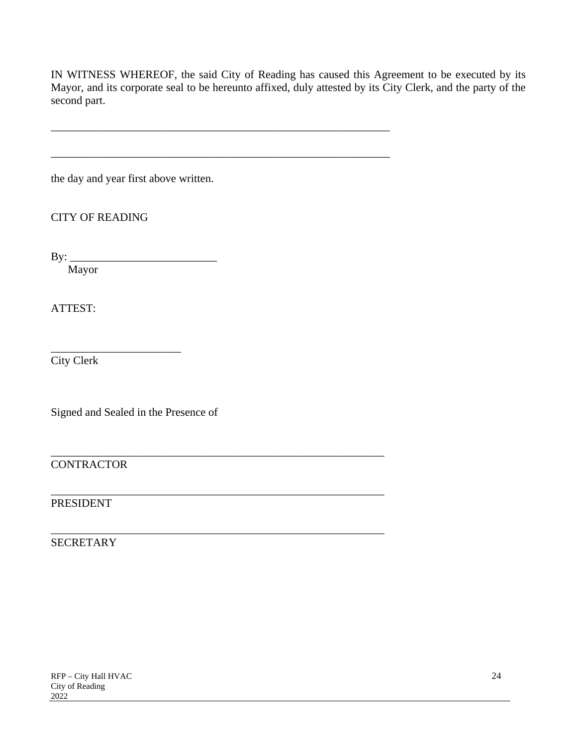IN WITNESS WHEREOF, the said City of Reading has caused this Agreement to be executed by its Mayor, and its corporate seal to be hereunto affixed, duly attested by its City Clerk, and the party of the second part.

______________________________________________________________

______________________________________________________________

the day and year first above written.

CITY OF READING

By: ___________________________
Mayor

ATTEST:

________________________
City Clerk

Signed and Sealed in the Presence of

______________________________________________________________
CONTRACTOR

______________________________________________________________
PRESIDENT

______________________________________________________________
SECRETARY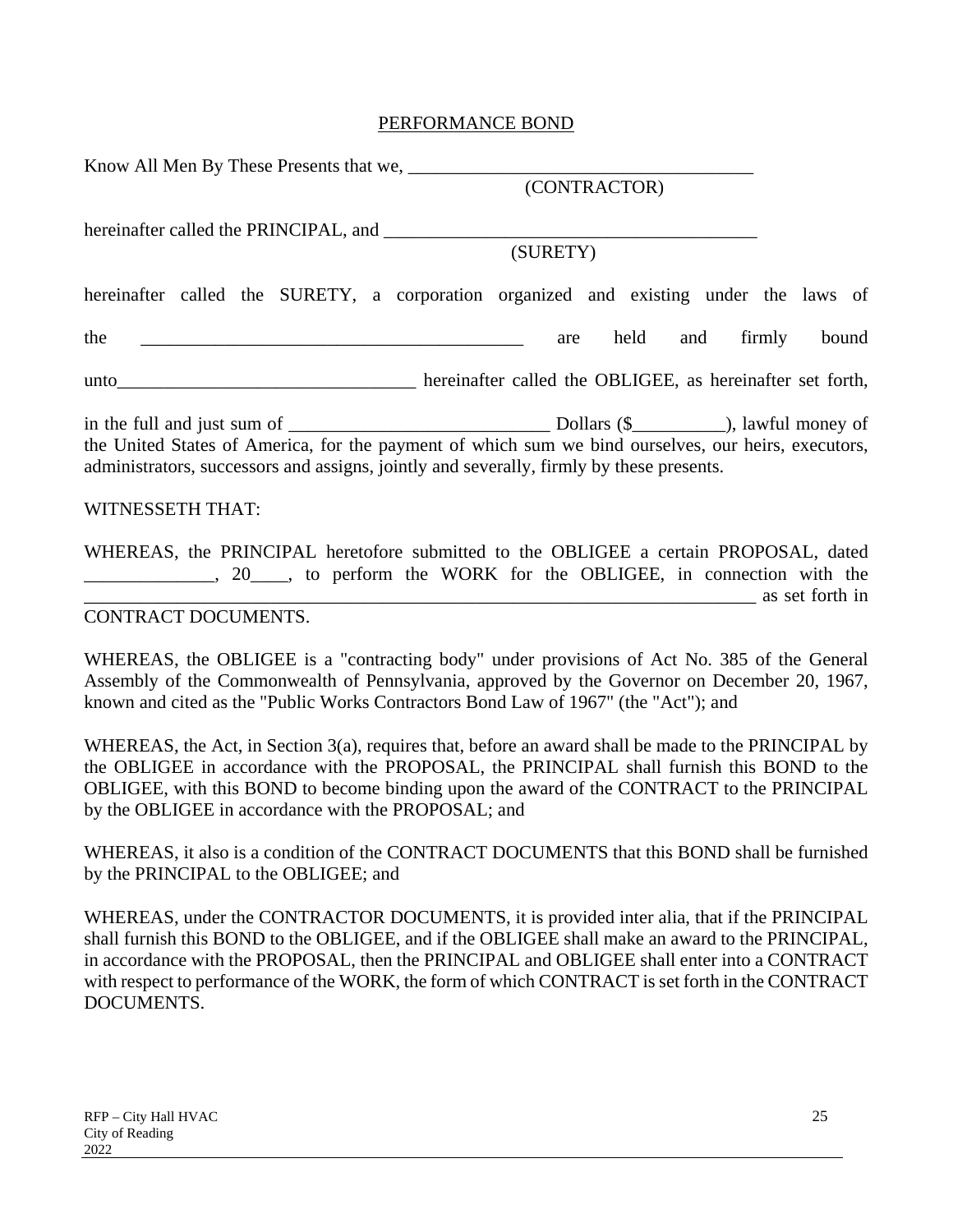<u>PERFORMANCE BOND</u>

Know All Men By These Presents that we, ______________________________________
(CONTRACTOR)

hereinafter called the PRINCIPAL, and _________________________________________
(SURETY)

hereinafter called the SURETY, a corporation organized and existing under the laws of

the ___________________________________________ are held and firmly bound

unto________________________________ hereinafter called the OBLIGEE, as hereinafter set forth,

in the full and just sum of ____________________________ Dollars ($__________), lawful money of the United States of America, for the payment of which sum we bind ourselves, our heirs, executors, administrators, successors and assigns, jointly and severally, firmly by these presents.

WITNESSETH THAT:

WHEREAS, the PRINCIPAL heretofore submitted to the OBLIGEE a certain PROPOSAL, dated ______________, 20____, to perform the WORK for the OBLIGEE, in connection with the ___________________________________________________________________________ as set forth in CONTRACT DOCUMENTS.

WHEREAS, the OBLIGEE is a "contracting body" under provisions of Act No. 385 of the General Assembly of the Commonwealth of Pennsylvania, approved by the Governor on December 20, 1967, known and cited as the "Public Works Contractors Bond Law of 1967" (the "Act"); and

WHEREAS, the Act, in Section 3(a), requires that, before an award shall be made to the PRINCIPAL by the OBLIGEE in accordance with the PROPOSAL, the PRINCIPAL shall furnish this BOND to the OBLIGEE, with this BOND to become binding upon the award of the CONTRACT to the PRINCIPAL by the OBLIGEE in accordance with the PROPOSAL; and

WHEREAS, it also is a condition of the CONTRACT DOCUMENTS that this BOND shall be furnished by the PRINCIPAL to the OBLIGEE; and

WHEREAS, under the CONTRACTOR DOCUMENTS, it is provided inter alia, that if the PRINCIPAL shall furnish this BOND to the OBLIGEE, and if the OBLIGEE shall make an award to the PRINCIPAL, in accordance with the PROPOSAL, then the PRINCIPAL and OBLIGEE shall enter into a CONTRACT with respect to performance of the WORK, the form of which CONTRACT is set forth in the CONTRACT DOCUMENTS.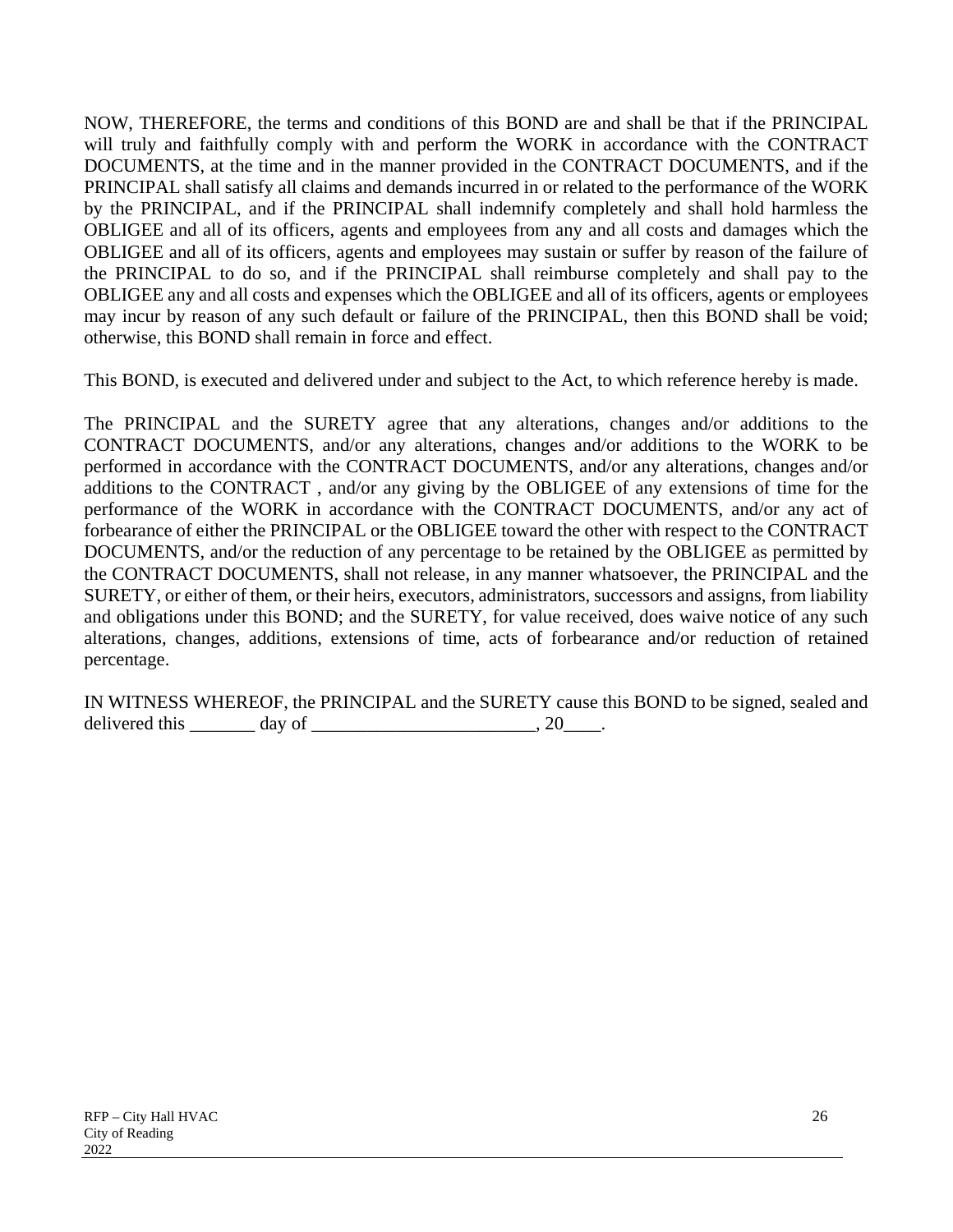NOW, THEREFORE, the terms and conditions of this BOND are and shall be that if the PRINCIPAL will truly and faithfully comply with and perform the WORK in accordance with the CONTRACT DOCUMENTS, at the time and in the manner provided in the CONTRACT DOCUMENTS, and if the PRINCIPAL shall satisfy all claims and demands incurred in or related to the performance of the WORK by the PRINCIPAL, and if the PRINCIPAL shall indemnify completely and shall hold harmless the OBLIGEE and all of its officers, agents and employees from any and all costs and damages which the OBLIGEE and all of its officers, agents and employees may sustain or suffer by reason of the failure of the PRINCIPAL to do so, and if the PRINCIPAL shall reimburse completely and shall pay to the OBLIGEE any and all costs and expenses which the OBLIGEE and all of its officers, agents or employees may incur by reason of any such default or failure of the PRINCIPAL, then this BOND shall be void; otherwise, this BOND shall remain in force and effect.

This BOND, is executed and delivered under and subject to the Act, to which reference hereby is made.

The PRINCIPAL and the SURETY agree that any alterations, changes and/or additions to the CONTRACT DOCUMENTS, and/or any alterations, changes and/or additions to the WORK to be performed in accordance with the CONTRACT DOCUMENTS, and/or any alterations, changes and/or additions to the CONTRACT , and/or any giving by the OBLIGEE of any extensions of time for the performance of the WORK in accordance with the CONTRACT DOCUMENTS, and/or any act of forbearance of either the PRINCIPAL or the OBLIGEE toward the other with respect to the CONTRACT DOCUMENTS, and/or the reduction of any percentage to be retained by the OBLIGEE as permitted by the CONTRACT DOCUMENTS, shall not release, in any manner whatsoever, the PRINCIPAL and the SURETY, or either of them, or their heirs, executors, administrators, successors and assigns, from liability and obligations under this BOND; and the SURETY, for value received, does waive notice of any such alterations, changes, additions, extensions of time, acts of forbearance and/or reduction of retained percentage.

IN WITNESS WHEREOF, the PRINCIPAL and the SURETY cause this BOND to be signed, sealed and delivered this _______ day of ________________________, 20____.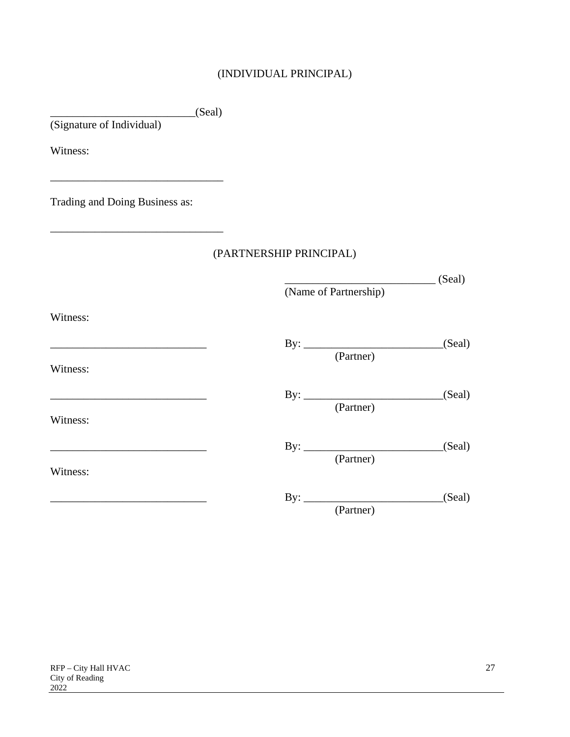(INDIVIDUAL PRINCIPAL)

__________________________(Seal)
(Signature of Individual)

Witness:

_______________________________

Trading and Doing Business as:

_______________________________

(PARTNERSHIP PRINCIPAL)

___________________________ (Seal)
(Name of Partnership)

| Witness: | |
|---|---|
| ____________________________ | By: _________________________(Seal)<br>(Partner) |
| Witness: | |
| ____________________________ | By: _________________________(Seal)<br>(Partner) |
| Witness: | |
| ____________________________ | By: _________________________(Seal)<br>(Partner) |
| Witness: | |
| ____________________________ | By: _________________________(Seal)<br>(Partner) |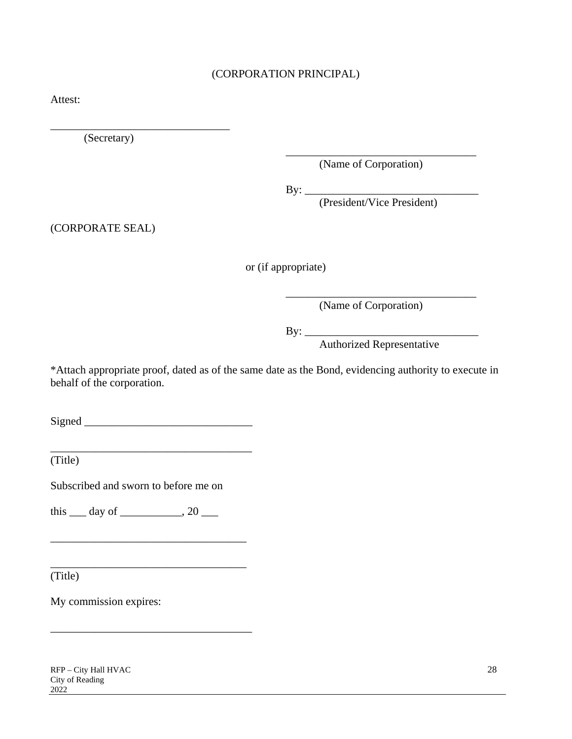(CORPORATION PRINCIPAL)

Attest:

______________________________
(Secretary)

______________________________
(Name of Corporation)

By: ______________________________
(President/Vice President)

(CORPORATE SEAL)

or (if appropriate)

______________________________
(Name of Corporation)

By: ______________________________
Authorized Representative

*Attach appropriate proof, dated as of the same date as the Bond, evidencing authority to execute in behalf of the corporation.

Signed ______________________________

______________________________
(Title)

Subscribed and sworn to before me on

this ___ day of ___________, 20 ___

______________________________

______________________________
(Title)

My commission expires:

______________________________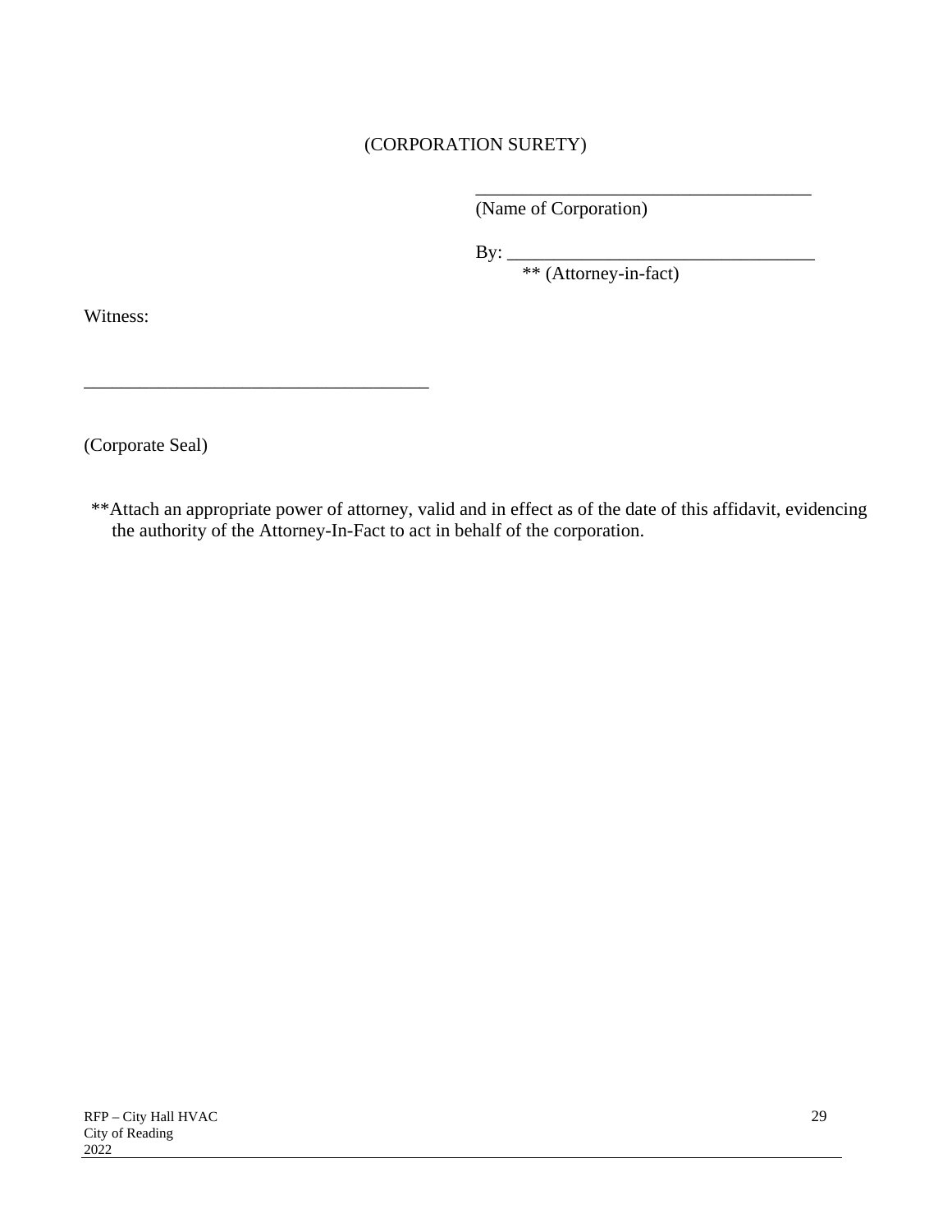(CORPORATION SURETY)

_____________________________________
(Name of Corporation)

By: _________________________________
** (Attorney-in-fact)

Witness:

_____________________________________

(Corporate Seal)

**Attach an appropriate power of attorney, valid and in effect as of the date of this affidavit, evidencing the authority of the Attorney-In-Fact to act in behalf of the corporation.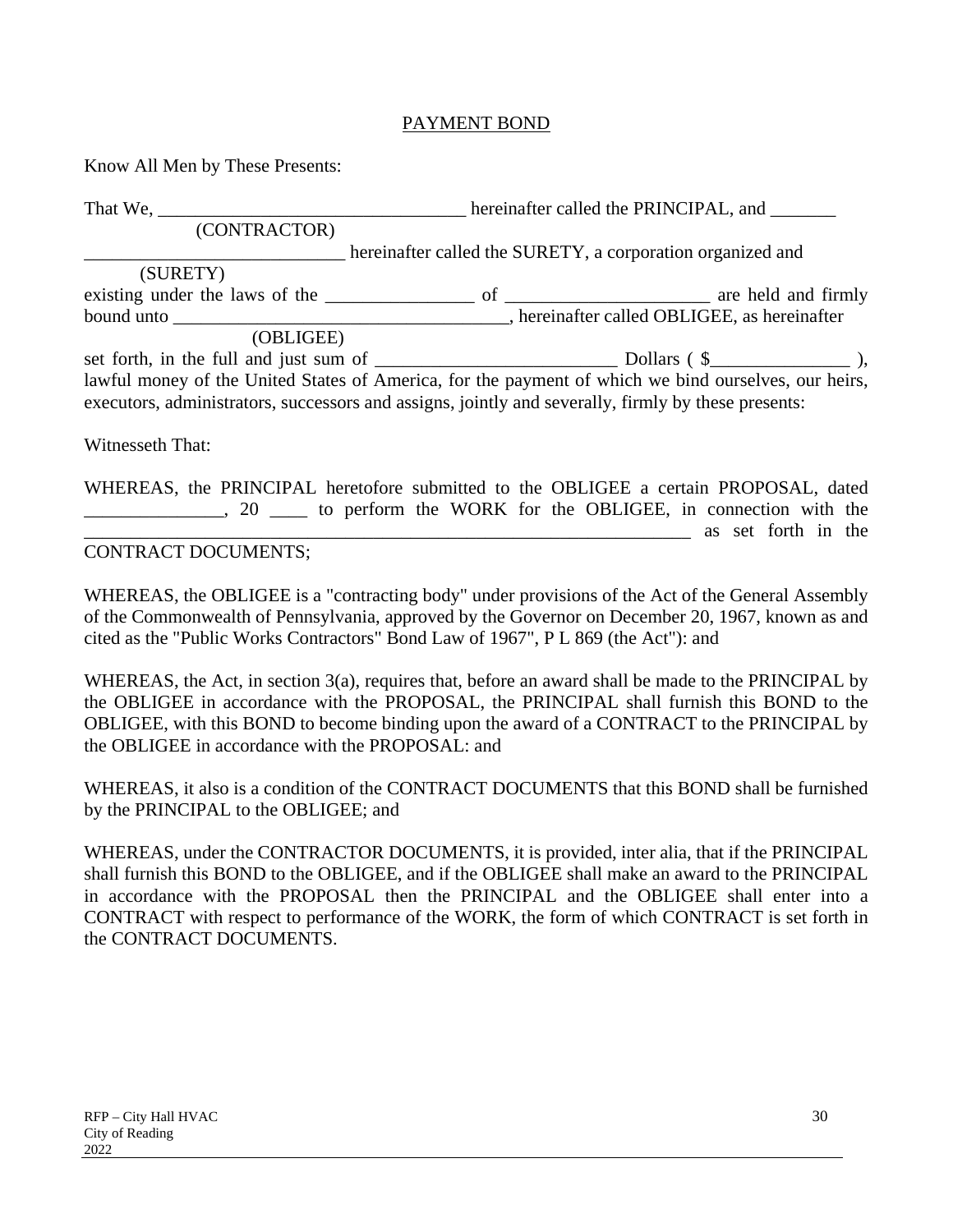PAYMENT BOND

Know All Men by These Presents:

That We, _________________________________ hereinafter called the PRINCIPAL, and _______
(CONTRACTOR)
____________________________ hereinafter called the SURETY, a corporation organized and
(SURETY)
existing under the laws of the ________________ of ______________________ are held and firmly bound unto ____________________________________, hereinafter called OBLIGEE, as hereinafter
(OBLIGEE)
set forth, in the full and just sum of __________________________ Dollars ( $_______________ ), lawful money of the United States of America, for the payment of which we bind ourselves, our heirs, executors, administrators, successors and assigns, jointly and severally, firmly by these presents:

Witnesseth That:

WHEREAS, the PRINCIPAL heretofore submitted to the OBLIGEE a certain PROPOSAL, dated _______________, 20 ____ to perform the WORK for the OBLIGEE, in connection with the _____________________________________________________________________ as set forth in the CONTRACT DOCUMENTS;

WHEREAS, the OBLIGEE is a "contracting body" under provisions of the Act of the General Assembly of the Commonwealth of Pennsylvania, approved by the Governor on December 20, 1967, known as and cited as the "Public Works Contractors" Bond Law of 1967", P L 869 (the Act"): and

WHEREAS, the Act, in section 3(a), requires that, before an award shall be made to the PRINCIPAL by the OBLIGEE in accordance with the PROPOSAL, the PRINCIPAL shall furnish this BOND to the OBLIGEE, with this BOND to become binding upon the award of a CONTRACT to the PRINCIPAL by the OBLIGEE in accordance with the PROPOSAL: and

WHEREAS, it also is a condition of the CONTRACT DOCUMENTS that this BOND shall be furnished by the PRINCIPAL to the OBLIGEE; and

WHEREAS, under the CONTRACTOR DOCUMENTS, it is provided, inter alia, that if the PRINCIPAL shall furnish this BOND to the OBLIGEE, and if the OBLIGEE shall make an award to the PRINCIPAL in accordance with the PROPOSAL then the PRINCIPAL and the OBLIGEE shall enter into a CONTRACT with respect to performance of the WORK, the form of which CONTRACT is set forth in the CONTRACT DOCUMENTS.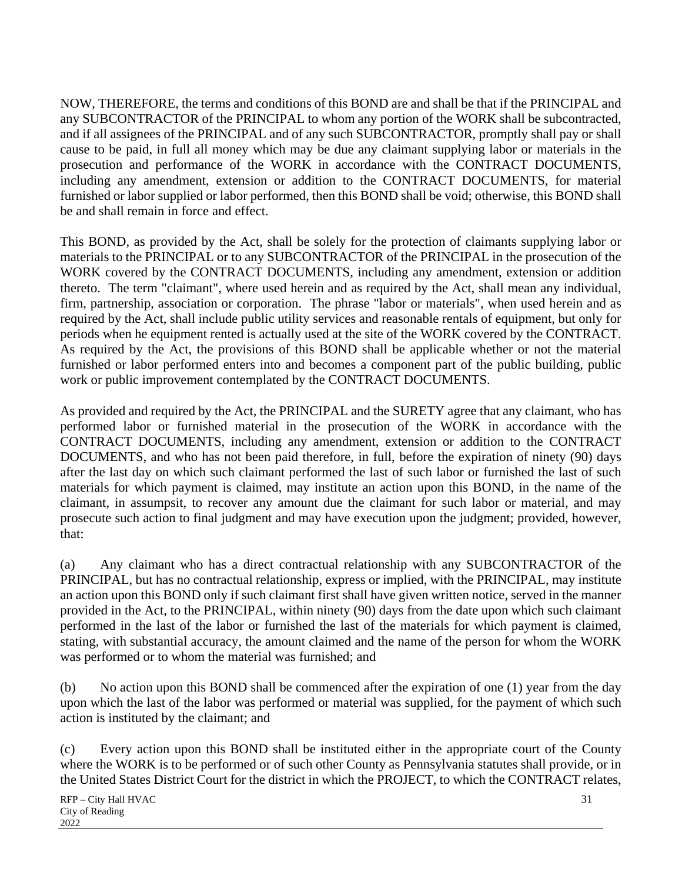NOW, THEREFORE, the terms and conditions of this BOND are and shall be that if the PRINCIPAL and any SUBCONTRACTOR of the PRINCIPAL to whom any portion of the WORK shall be subcontracted, and if all assignees of the PRINCIPAL and of any such SUBCONTRACTOR, promptly shall pay or shall cause to be paid, in full all money which may be due any claimant supplying labor or materials in the prosecution and performance of the WORK in accordance with the CONTRACT DOCUMENTS, including any amendment, extension or addition to the CONTRACT DOCUMENTS, for material furnished or labor supplied or labor performed, then this BOND shall be void; otherwise, this BOND shall be and shall remain in force and effect.

This BOND, as provided by the Act, shall be solely for the protection of claimants supplying labor or materials to the PRINCIPAL or to any SUBCONTRACTOR of the PRINCIPAL in the prosecution of the WORK covered by the CONTRACT DOCUMENTS, including any amendment, extension or addition thereto. The term "claimant", where used herein and as required by the Act, shall mean any individual, firm, partnership, association or corporation. The phrase "labor or materials", when used herein and as required by the Act, shall include public utility services and reasonable rentals of equipment, but only for periods when he equipment rented is actually used at the site of the WORK covered by the CONTRACT. As required by the Act, the provisions of this BOND shall be applicable whether or not the material furnished or labor performed enters into and becomes a component part of the public building, public work or public improvement contemplated by the CONTRACT DOCUMENTS.

As provided and required by the Act, the PRINCIPAL and the SURETY agree that any claimant, who has performed labor or furnished material in the prosecution of the WORK in accordance with the CONTRACT DOCUMENTS, including any amendment, extension or addition to the CONTRACT DOCUMENTS, and who has not been paid therefore, in full, before the expiration of ninety (90) days after the last day on which such claimant performed the last of such labor or furnished the last of such materials for which payment is claimed, may institute an action upon this BOND, in the name of the claimant, in assumpsit, to recover any amount due the claimant for such labor or material, and may prosecute such action to final judgment and may have execution upon the judgment; provided, however, that:

(a) Any claimant who has a direct contractual relationship with any SUBCONTRACTOR of the PRINCIPAL, but has no contractual relationship, express or implied, with the PRINCIPAL, may institute an action upon this BOND only if such claimant first shall have given written notice, served in the manner provided in the Act, to the PRINCIPAL, within ninety (90) days from the date upon which such claimant performed in the last of the labor or furnished the last of the materials for which payment is claimed, stating, with substantial accuracy, the amount claimed and the name of the person for whom the WORK was performed or to whom the material was furnished; and

(b) No action upon this BOND shall be commenced after the expiration of one (1) year from the day upon which the last of the labor was performed or material was supplied, for the payment of which such action is instituted by the claimant; and

(c) Every action upon this BOND shall be instituted either in the appropriate court of the County where the WORK is to be performed or of such other County as Pennsylvania statutes shall provide, or in the United States District Court for the district in which the PROJECT, to which the CONTRACT relates,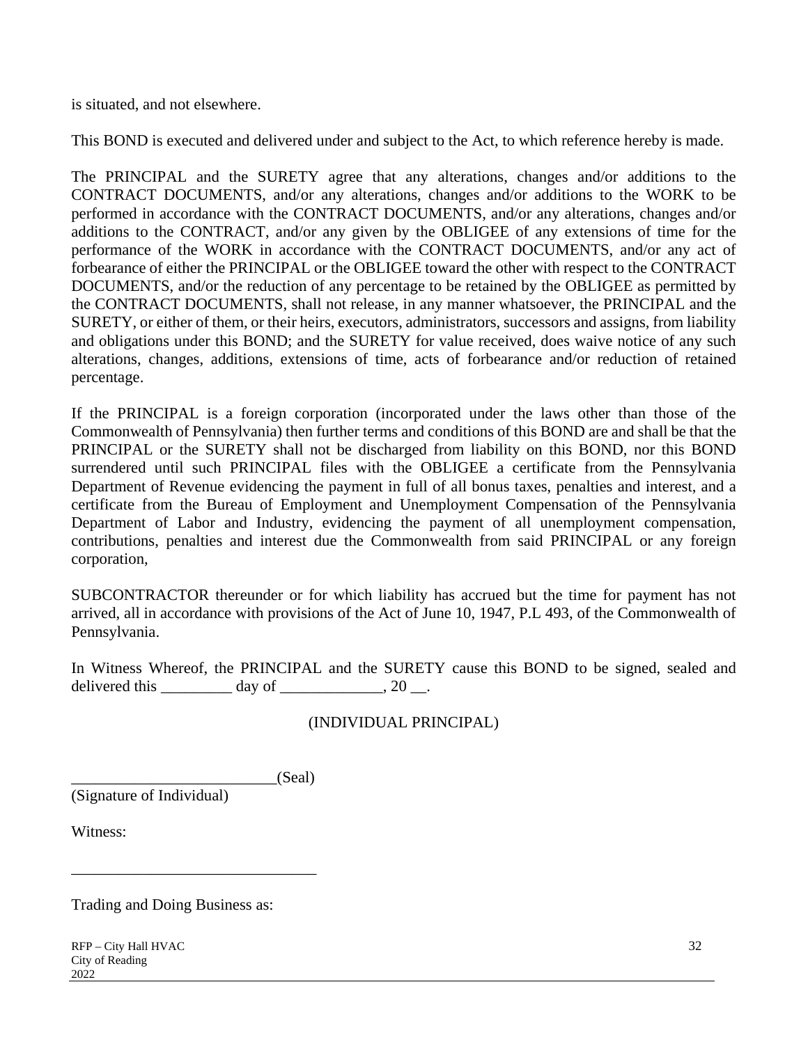is situated, and not elsewhere.

This BOND is executed and delivered under and subject to the Act, to which reference hereby is made.

The PRINCIPAL and the SURETY agree that any alterations, changes and/or additions to the CONTRACT DOCUMENTS, and/or any alterations, changes and/or additions to the WORK to be performed in accordance with the CONTRACT DOCUMENTS, and/or any alterations, changes and/or additions to the CONTRACT, and/or any given by the OBLIGEE of any extensions of time for the performance of the WORK in accordance with the CONTRACT DOCUMENTS, and/or any act of forbearance of either the PRINCIPAL or the OBLIGEE toward the other with respect to the CONTRACT DOCUMENTS, and/or the reduction of any percentage to be retained by the OBLIGEE as permitted by the CONTRACT DOCUMENTS, shall not release, in any manner whatsoever, the PRINCIPAL and the SURETY, or either of them, or their heirs, executors, administrators, successors and assigns, from liability and obligations under this BOND; and the SURETY for value received, does waive notice of any such alterations, changes, additions, extensions of time, acts of forbearance and/or reduction of retained percentage.

If the PRINCIPAL is a foreign corporation (incorporated under the laws other than those of the Commonwealth of Pennsylvania) then further terms and conditions of this BOND are and shall be that the PRINCIPAL or the SURETY shall not be discharged from liability on this BOND, nor this BOND surrendered until such PRINCIPAL files with the OBLIGEE a certificate from the Pennsylvania Department of Revenue evidencing the payment in full of all bonus taxes, penalties and interest, and a certificate from the Bureau of Employment and Unemployment Compensation of the Pennsylvania Department of Labor and Industry, evidencing the payment of all unemployment compensation, contributions, penalties and interest due the Commonwealth from said PRINCIPAL or any foreign corporation,

SUBCONTRACTOR thereunder or for which liability has accrued but the time for payment has not arrived, all in accordance with provisions of the Act of June 10, 1947, P.L 493, of the Commonwealth of Pennsylvania.

In Witness Whereof, the PRINCIPAL and the SURETY cause this BOND to be signed, sealed and delivered this _________ day of _____________, 20 __.

(INDIVIDUAL PRINCIPAL)

__________________________(Seal)
(Signature of Individual)

Witness:

_______________________________

Trading and Doing Business as: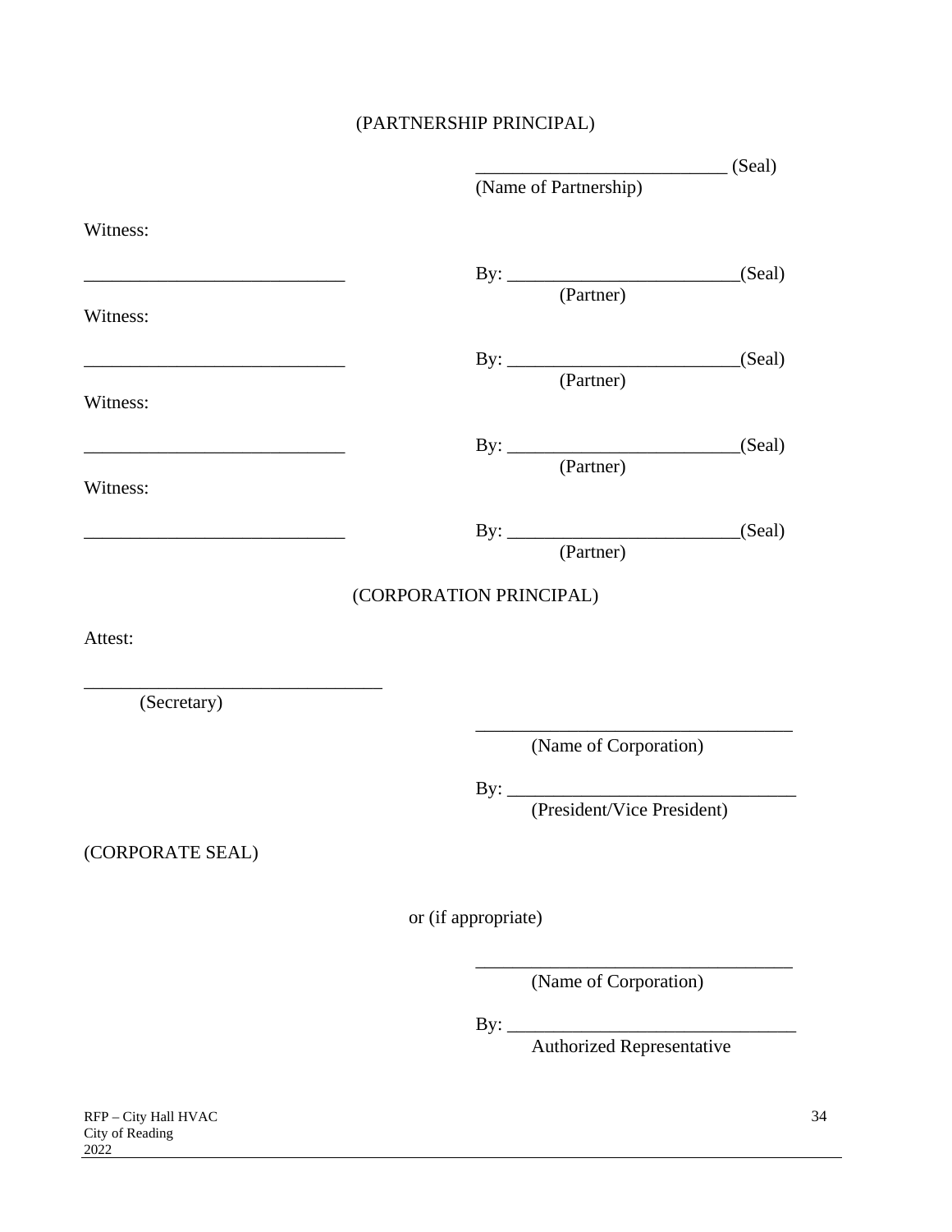(PARTNERSHIP PRINCIPAL)

___________________________ (Seal)
(Name of Partnership)

Witness:

____________________________ By: _________________________(Seal)
(Partner)

Witness:

____________________________ By: _________________________(Seal)
(Partner)

Witness:

____________________________ By: _________________________(Seal)
(Partner)

Witness:

____________________________ By: _________________________(Seal)
(Partner)

(CORPORATION PRINCIPAL)

Attest:

________________________________
(Secretary)

__________________________________
(Name of Corporation)

By: _______________________________
(President/Vice President)

(CORPORATE SEAL)

or (if appropriate)

__________________________________
(Name of Corporation)

By: _______________________________
Authorized Representative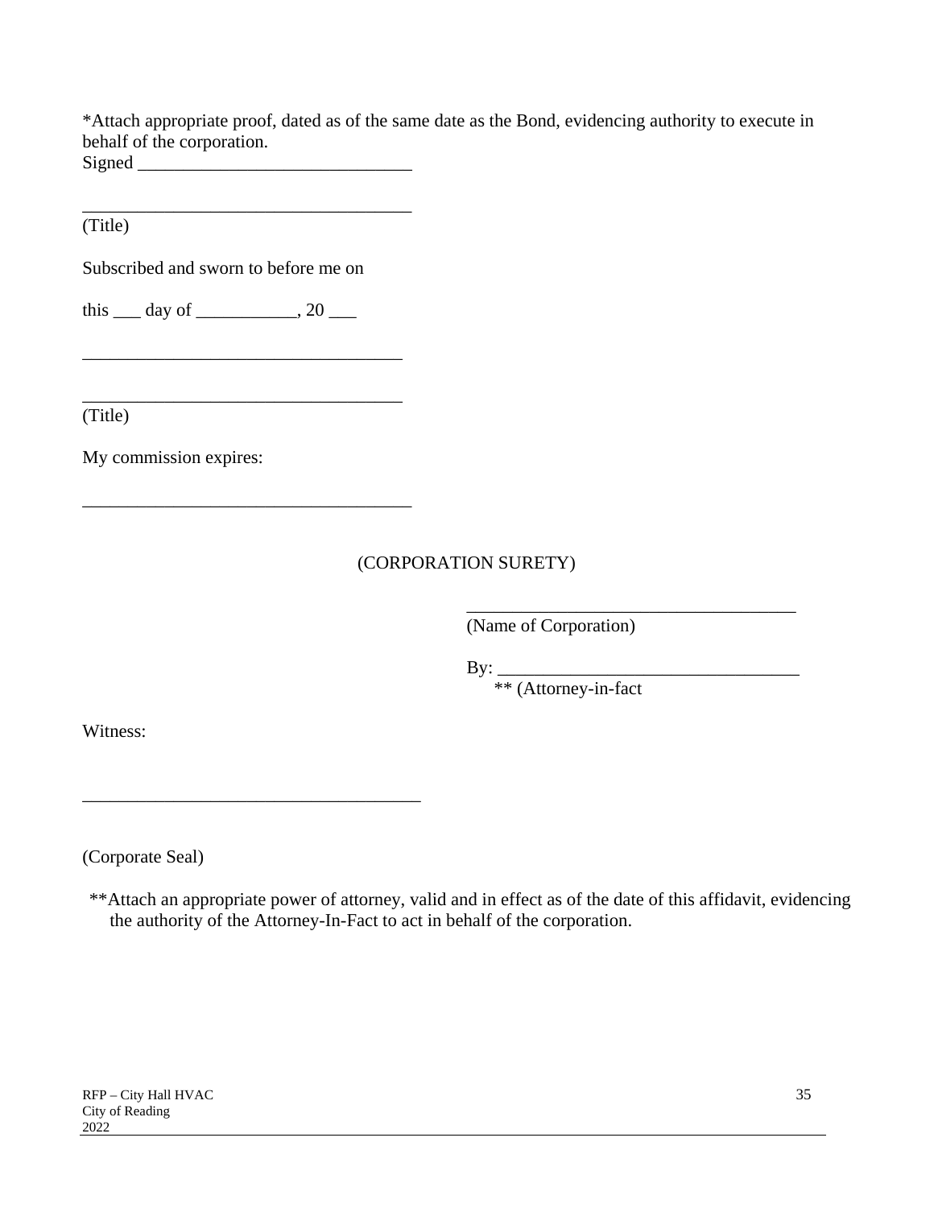*Attach appropriate proof, dated as of the same date as the Bond, evidencing authority to execute in behalf of the corporation.

Signed ______________________________

___________________________________
(Title)

Subscribed and sworn to before me on

this ___ day of ___________, 20 ___

___________________________________

___________________________________
(Title)

My commission expires:

___________________________________

(CORPORATION SURETY)

___________________________________
(Name of Corporation)

By: ________________________________
** (Attorney-in-fact

Witness:

___________________________________

(Corporate Seal)

**Attach an appropriate power of attorney, valid and in effect as of the date of this affidavit, evidencing the authority of the Attorney-In-Fact to act in behalf of the corporation.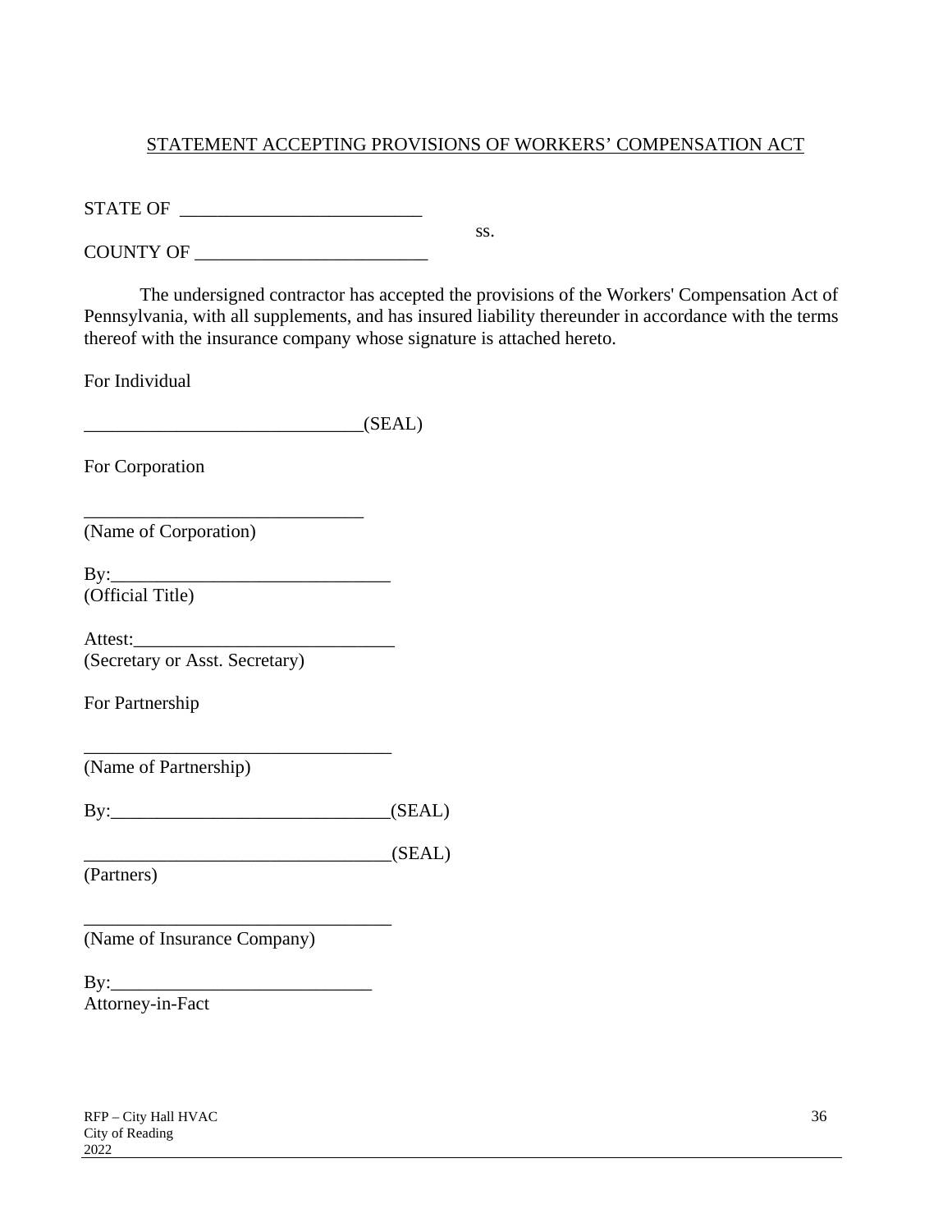<u>STATEMENT ACCEPTING PROVISIONS OF WORKERS' COMPENSATION ACT</u>

STATE OF _________________________

ss.

COUNTY OF ________________________

The undersigned contractor has accepted the provisions of the Workers' Compensation Act of Pennsylvania, with all supplements, and has insured liability thereunder in accordance with the terms thereof with the insurance company whose signature is attached hereto.

For Individual

_____________________________(SEAL)

For Corporation

_____________________________
(Name of Corporation)

By:_____________________________
(Official Title)

Attest:___________________________
(Secretary or Asst. Secretary)

For Partnership

________________________________
(Name of Partnership)

By:_____________________________(SEAL)

________________________________(SEAL)
(Partners)

________________________________
(Name of Insurance Company)

By:___________________________
Attorney-in-Fact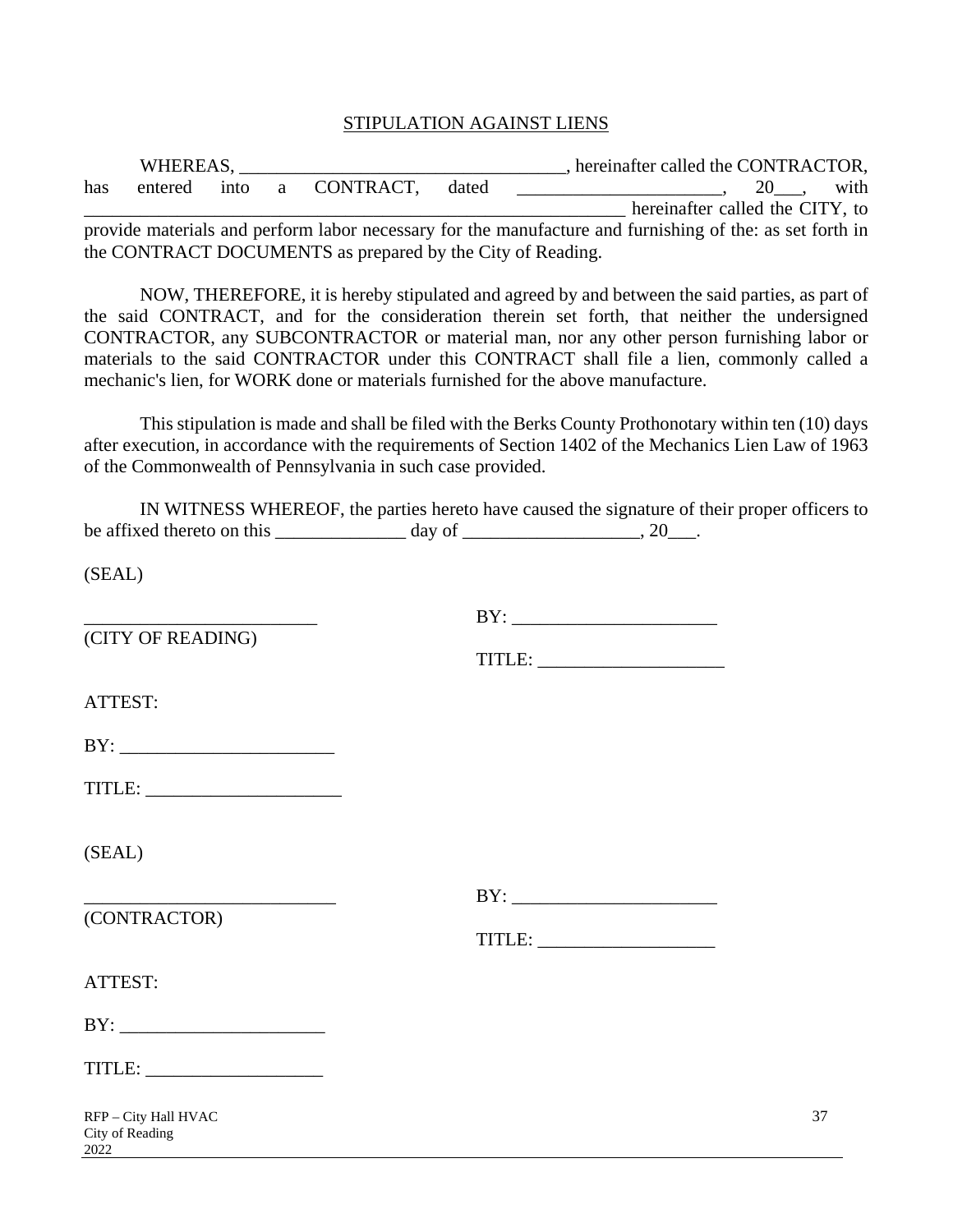## STIPULATION AGAINST LIENS

WHEREAS, ___________________________________, hereinafter called the CONTRACTOR, has entered into a CONTRACT, dated _____________________, 20___, with ____________________________________________________________ hereinafter called the CITY, to provide materials and perform labor necessary for the manufacture and furnishing of the: as set forth in the CONTRACT DOCUMENTS as prepared by the City of Reading.

NOW, THEREFORE, it is hereby stipulated and agreed by and between the said parties, as part of the said CONTRACT, and for the consideration therein set forth, that neither the undersigned CONTRACTOR, any SUBCONTRACTOR or material man, nor any other person furnishing labor or materials to the said CONTRACTOR under this CONTRACT shall file a lien, commonly called a mechanic's lien, for WORK done or materials furnished for the above manufacture.

This stipulation is made and shall be filed with the Berks County Prothonotary within ten (10) days after execution, in accordance with the requirements of Section 1402 of the Mechanics Lien Law of 1963 of the Commonwealth of Pennsylvania in such case provided.

IN WITNESS WHEREOF, the parties hereto have caused the signature of their proper officers to be affixed thereto on this ______________ day of ___________________, 20___.

(SEAL)

_________________________ (CITY OF READING)

BY: ______________________

TITLE: ____________________

ATTEST:

BY: _______________________

TITLE: _____________________

(SEAL)

___________________________ (CONTRACTOR)

BY: ______________________

TITLE: ___________________

ATTEST:

BY: ______________________

TITLE: ___________________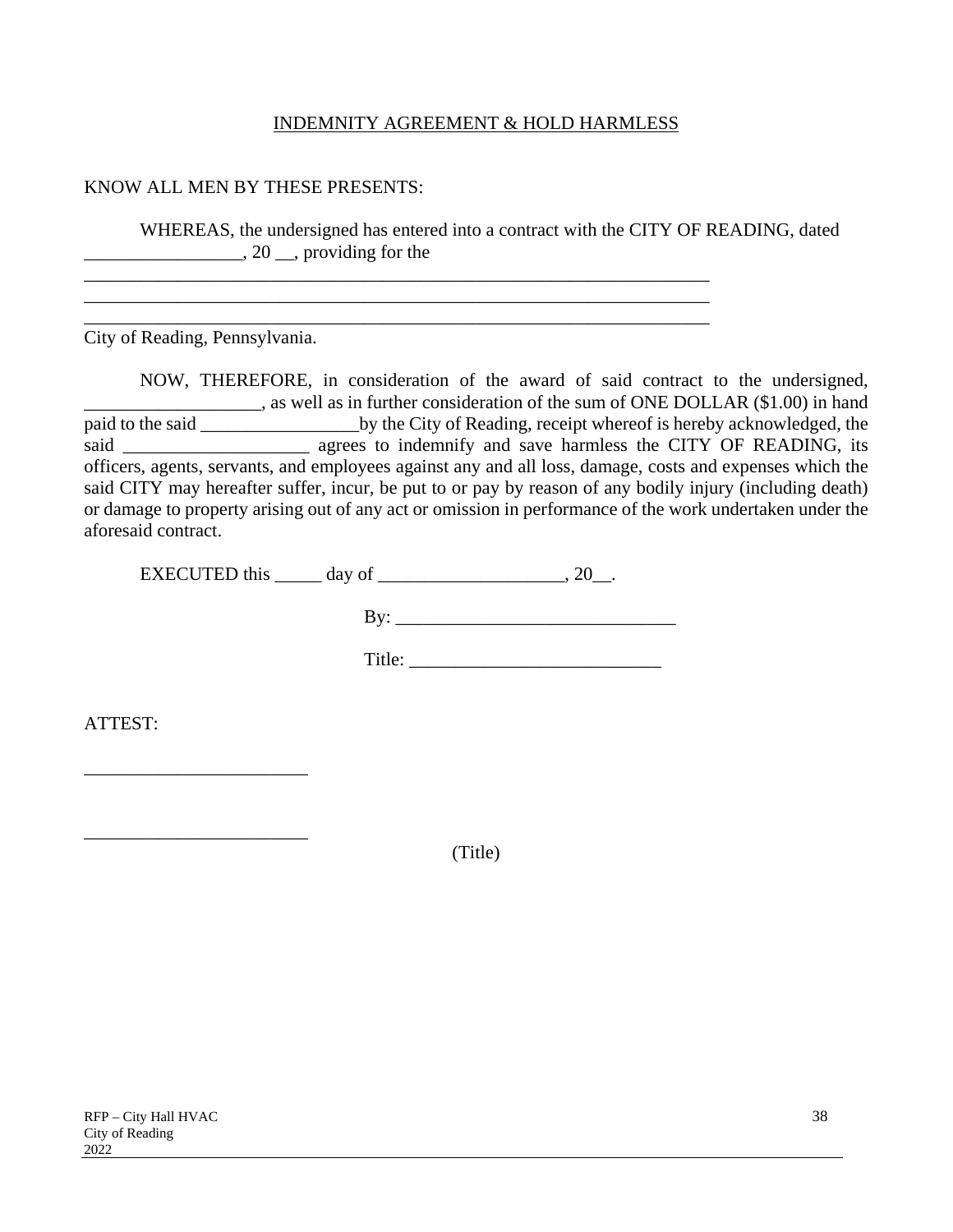INDEMNITY AGREEMENT & HOLD HARMLESS

KNOW ALL MEN BY THESE PRESENTS:

WHEREAS, the undersigned has entered into a contract with the CITY OF READING, dated _________________, 20 __, providing for the
_____________________________________________________________________
_____________________________________________________________________
_____________________________________________________________________
City of Reading, Pennsylvania.

NOW, THEREFORE, in consideration of the award of said contract to the undersigned, ___________________, as well as in further consideration of the sum of ONE DOLLAR ($1.00) in hand paid to the said _________________by the City of Reading, receipt whereof is hereby acknowledged, the said ____________________ agrees to indemnify and save harmless the CITY OF READING, its officers, agents, servants, and employees against any and all loss, damage, costs and expenses which the said CITY may hereafter suffer, incur, be put to or pay by reason of any bodily injury (including death) or damage to property arising out of any act or omission in performance of the work undertaken under the aforesaid contract.

EXECUTED this _____ day of ____________________, 20__.

By: ______________________________

Title: ___________________________

ATTEST:

________________________

________________________

(Title)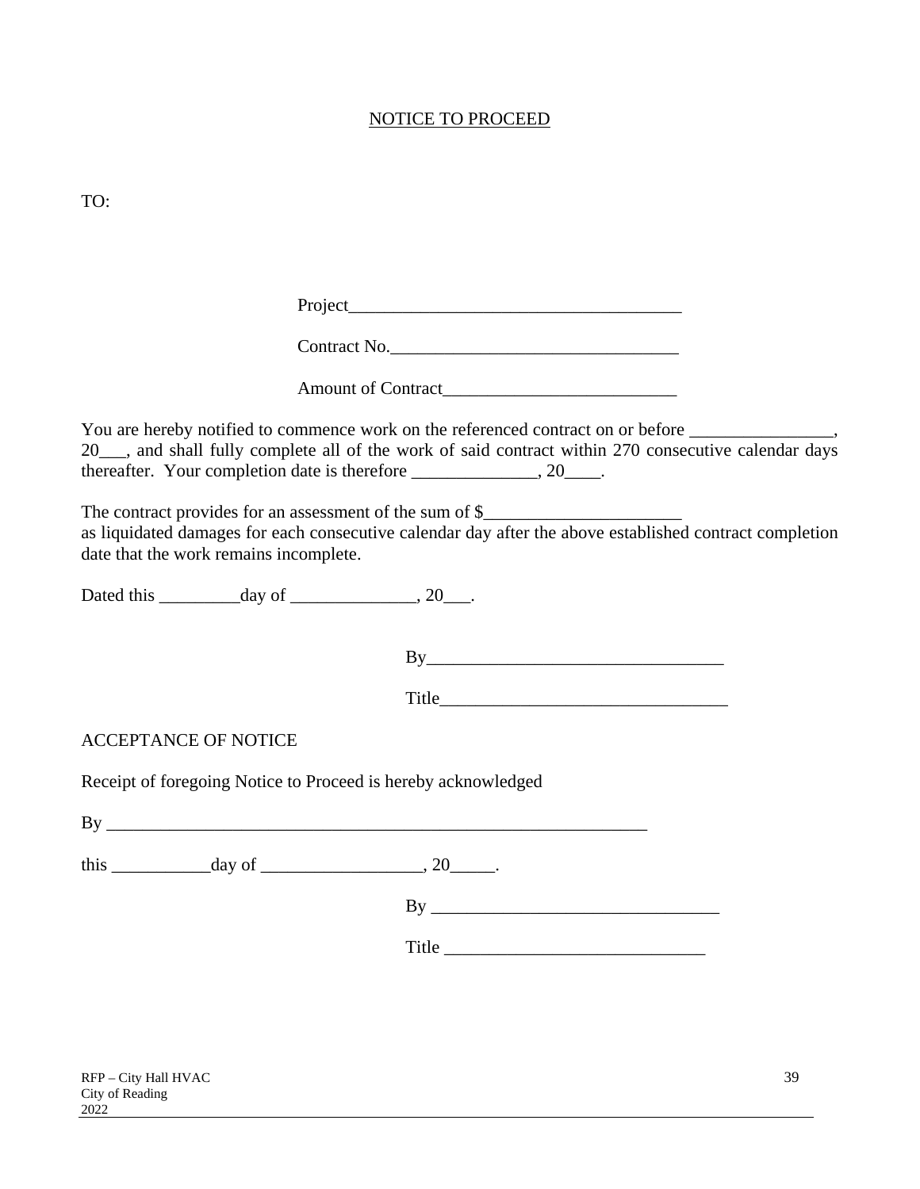# NOTICE TO PROCEED

TO:

Project_____________________________________

Contract No._______________________________

Amount of Contract_________________________

You are hereby notified to commence work on the referenced contract on or before ________________, 20___, and shall fully complete all of the work of said contract within 270 consecutive calendar days thereafter. Your completion date is therefore ______________, 20____.

The contract provides for an assessment of the sum of $______________________ as liquidated damages for each consecutive calendar day after the above established contract completion date that the work remains incomplete.

Dated this _________day of ______________, 20___.

By________________________________

Title_______________________________

ACCEPTANCE OF NOTICE

Receipt of foregoing Notice to Proceed is hereby acknowledged

By ______________________________________________________________

this ___________day of __________________, 20_____.

By _______________________________

Title ____________________________